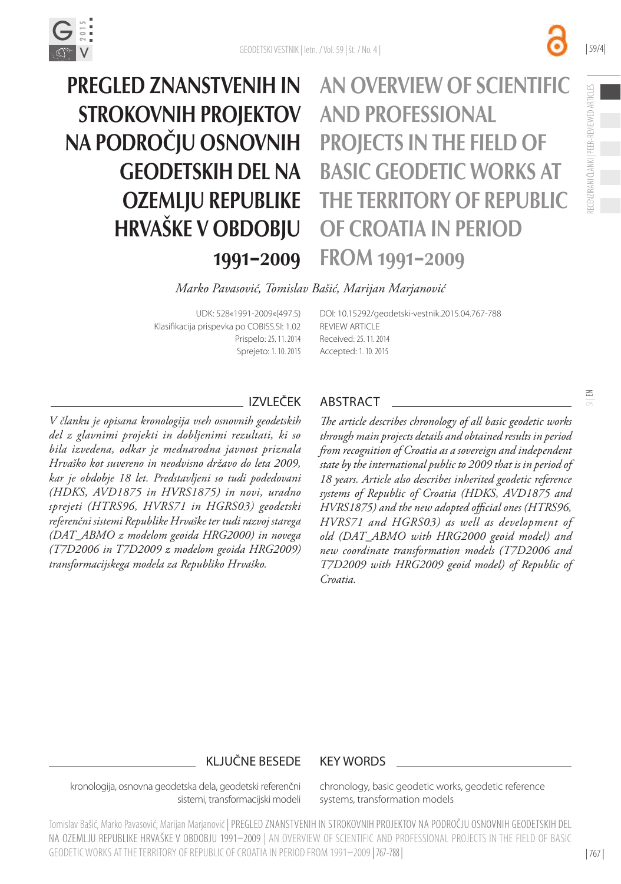# PREGLED ZNANSTVENIH IN STROKOVNIH PROJEKTOV NA PODROČJU OSNOVNIH GEODETSKIH DEL NA OZEMLJU REPUBLIKE HRVAŠKE V OBDOBJU 1991–2009

# AN OVERVIEW OF SCIENTIFIC AND PROFESSIONAL PROJECTS IN THE FIELD OF BASIC GEODETIC WORKS AT THE TERRITORY OF REPUBLIC OF CROATIA IN PERIOD FROM 1991–2009

*Marko Pavasović, Tomislav Bašić, Marijan Marjanović*

UDK: 528«1991-2009«(497.5)
Klasifikacija prispevka po COBISS.SI: 1.02
Prispelo: 25. 11. 2014
Sprejeto: 1. 10. 2015

DOI: 10.15292/geodetski-vestnik.2015.04.767-788
REVIEW ARTICLE
Received: 25. 11. 2014
Accepted: 1. 10. 2015

## IZVLEČEK

*V članku je opisana kronologija vseh osnovnih geodetskih del z glavnimi projekti in dobljenimi rezultati, ki so bila izvedena, odkar je mednarodna javnost priznala Hrvaško kot suvereno in neodvisno državo do leta 2009, kar je obdobje 18 let. Predstavljeni so tudi podedovani (HDKS, AVD1875 in HVRS1875) in novi, uradno sprejeti (HTRS96, HVRS71 in HGRS03) geodetski referenčni sistemi Republike Hrvaške ter tudi razvoj starega (DAT_ABMO z modelom geoida HRG2000) in novega (T7D2006 in T7D2009 z modelom geoida HRG2009) transformacijskega modela za Republiko Hrvaško.*

## ABSTRACT

*The article describes chronology of all basic geodetic works through main projects details and obtained results in period from recognition of Croatia as a sovereign and independent state by the international public to 2009 that is in period of 18 years. Article also describes inherited geodetic reference systems of Republic of Croatia (HDKS, AVD1875 and HVRS1875) and the new adopted official ones (HTRS96, HVRS71 and HGRS03) as well as development of old (DAT_ABMO with HRG2000 geoid model) and new coordinate transformation models (T7D2006 and T7D2009 with HRG2009 geoid model) of Republic of Croatia.*

## KLJUČNE BESEDE

kronologija, osnovna geodetska dela, geodetski referenčni sistemi, transformacijski modeli

## KEY WORDS

chronology, basic geodetic works, geodetic reference systems, transformation models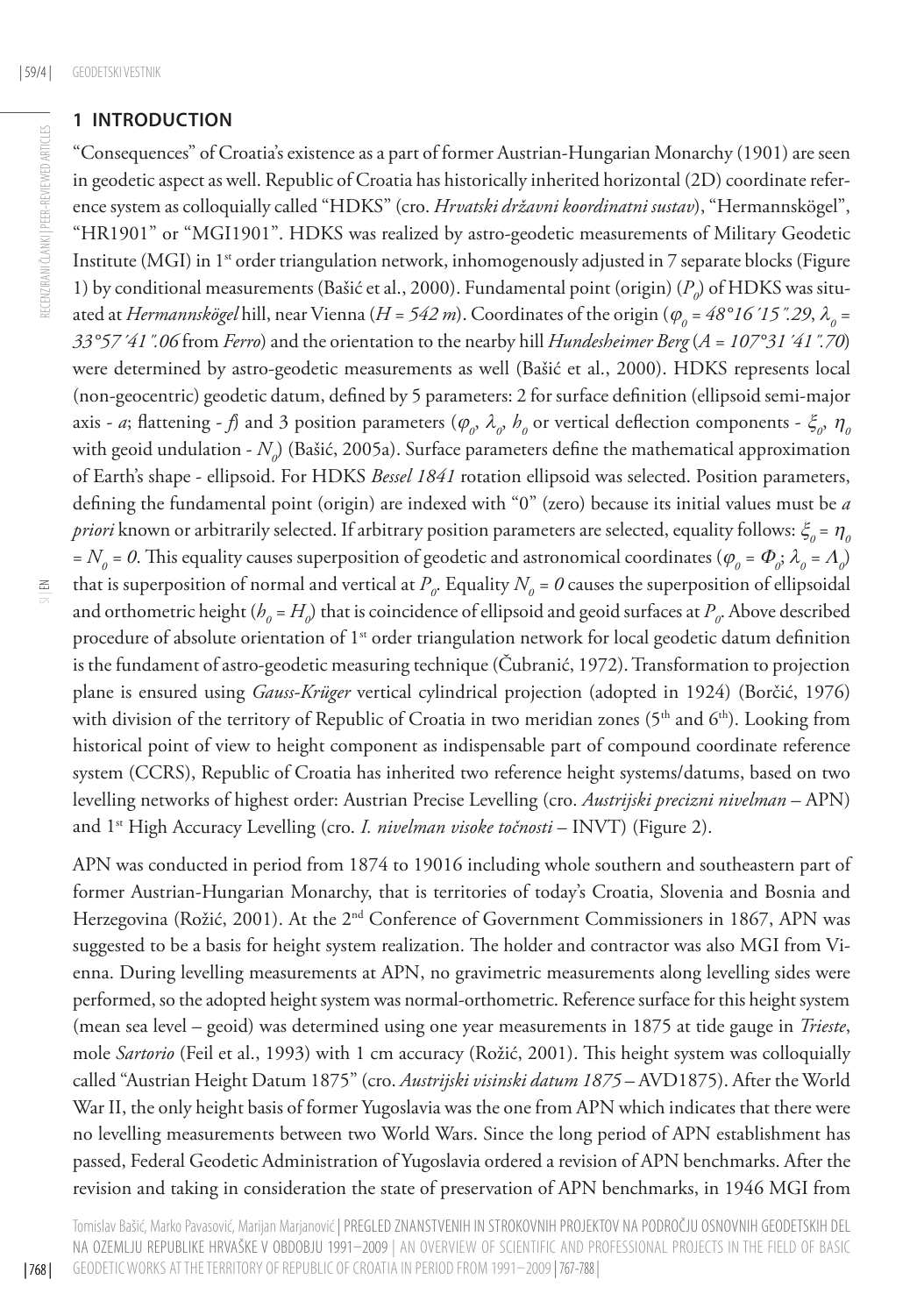## 1 INTRODUCTION

"Consequences" of Croatia's existence as a part of former Austrian-Hungarian Monarchy (1901) are seen in geodetic aspect as well. Republic of Croatia has historically inherited horizontal (2D) coordinate reference system as colloquially called "HDKS" (cro. *Hrvatski državni koordinatni sustav*), "Hermannskögel", "HR1901" or "MGI1901". HDKS was realized by astro-geodetic measurements of Military Geodetic Institute (MGI) in 1st order triangulation network, inhomogenously adjusted in 7 separate blocks (Figure 1) by conditional measurements (Bašić et al., 2000). Fundamental point (origin) ($P_0$) of HDKS was situated at *Hermannskögel* hill, near Vienna ($H = 542$ *m*). Coordinates of the origin ($\varphi_0 = 48°16'15''.29$, $\lambda_0 = 33°57'41''.06$ from *Ferro*) and the orientation to the nearby hill *Hundesheimer Berg* ($A = 107°31'41''.70$) were determined by astro-geodetic measurements as well (Bašić et al., 2000). HDKS represents local (non-geocentric) geodetic datum, defined by 5 parameters: 2 for surface definition (ellipsoid semi-major axis - $a$; flattening - $f$) and 3 position parameters ($\varphi_0$, $\lambda_0$, $h_0$ or vertical deflection components - $\xi_0$, $\eta_0$ with geoid undulation - $N_0$) (Bašić, 2005a). Surface parameters define the mathematical approximation of Earth's shape - ellipsoid. For HDKS *Bessel 1841* rotation ellipsoid was selected. Position parameters, defining the fundamental point (origin) are indexed with "0" (zero) because its initial values must be *a priori* known or arbitrarily selected. If arbitrary position parameters are selected, equality follows: $\xi_0 = \eta_0 = N_0 = 0$. This equality causes superposition of geodetic and astronomical coordinates ($\varphi_0 = \Phi_0$; $\lambda_0 = \Lambda_0$) that is superposition of normal and vertical at $P_0$. Equality $N_0 = 0$ causes the superposition of ellipsoidal and orthometric height ($h_0 = H_0$) that is coincidence of ellipsoid and geoid surfaces at $P_0$. Above described procedure of absolute orientation of 1st order triangulation network for local geodetic datum definition is the fundament of astro-geodetic measuring technique (Čubranić, 1972). Transformation to projection plane is ensured using *Gauss-Krüger* vertical cylindrical projection (adopted in 1924) (Borčić, 1976) with division of the territory of Republic of Croatia in two meridian zones (5th and 6th). Looking from historical point of view to height component as indispensable part of compound coordinate reference system (CCRS), Republic of Croatia has inherited two reference height systems/datums, based on two levelling networks of highest order: Austrian Precise Levelling (cro. *Austrijski precizni nivelman* – APN) and 1st High Accuracy Levelling (cro. *I. nivelman visoke točnosti* – INVT) (Figure 2).

APN was conducted in period from 1874 to 19016 including whole southern and southeastern part of former Austrian-Hungarian Monarchy, that is territories of today's Croatia, Slovenia and Bosnia and Herzegovina (Rožić, 2001). At the 2nd Conference of Government Commissioners in 1867, APN was suggested to be a basis for height system realization. The holder and contractor was also MGI from Vienna. During levelling measurements at APN, no gravimetric measurements along levelling sides were performed, so the adopted height system was normal-orthometric. Reference surface for this height system (mean sea level – geoid) was determined using one year measurements in 1875 at tide gauge in *Trieste*, mole *Sartorio* (Feil et al., 1993) with 1 cm accuracy (Rožić, 2001). This height system was colloquially called "Austrian Height Datum 1875" (cro. *Austrijski visinski datum 1875* – AVD1875). After the World War II, the only height basis of former Yugoslavia was the one from APN which indicates that there were no levelling measurements between two World Wars. Since the long period of APN establishment has passed, Federal Geodetic Administration of Yugoslavia ordered a revision of APN benchmarks. After the revision and taking in consideration the state of preservation of APN benchmarks, in 1946 MGI from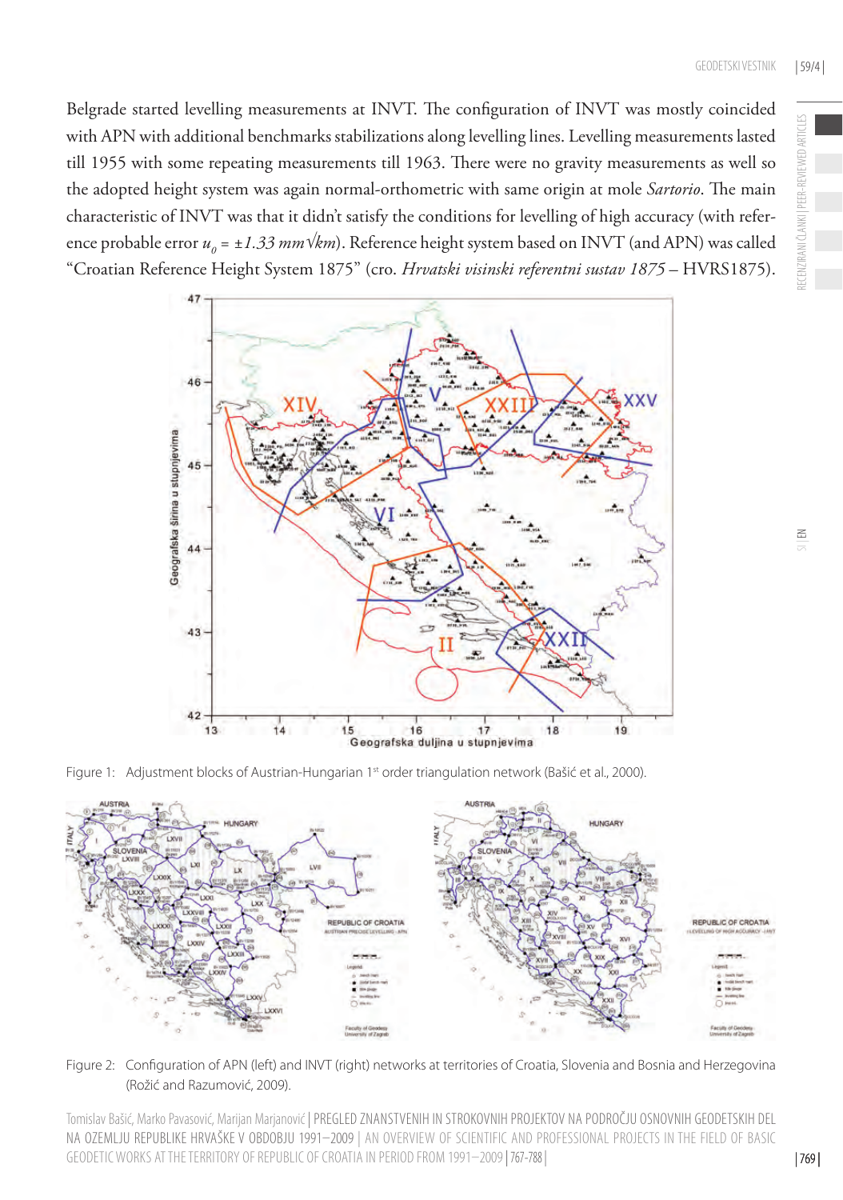Belgrade started levelling measurements at INVT. The configuration of INVT was mostly coincided with APN with additional benchmarks stabilizations along levelling lines. Levelling measurements lasted till 1955 with some repeating measurements till 1963. There were no gravity measurements as well so the adopted height system was again normal-orthometric with same origin at mole *Sartorio*. The main characteristic of INVT was that it didn't satisfy the conditions for levelling of high accuracy (with reference probable error $u_0 = \pm 1.33\ mm\sqrt{km}$). Reference height system based on INVT (and APN) was called "Croatian Reference Height System 1875" (cro. *Hrvatski visinski referentni sustav 1875* – HVRS1875).

Figure 1: Adjustment blocks of Austrian-Hungarian 1st order triangulation network (Bašić et al., 2000).

Figure 2: Configuration of APN (left) and INVT (right) networks at territories of Croatia, Slovenia and Bosnia and Herzegovina (Rožić and Razumović, 2009).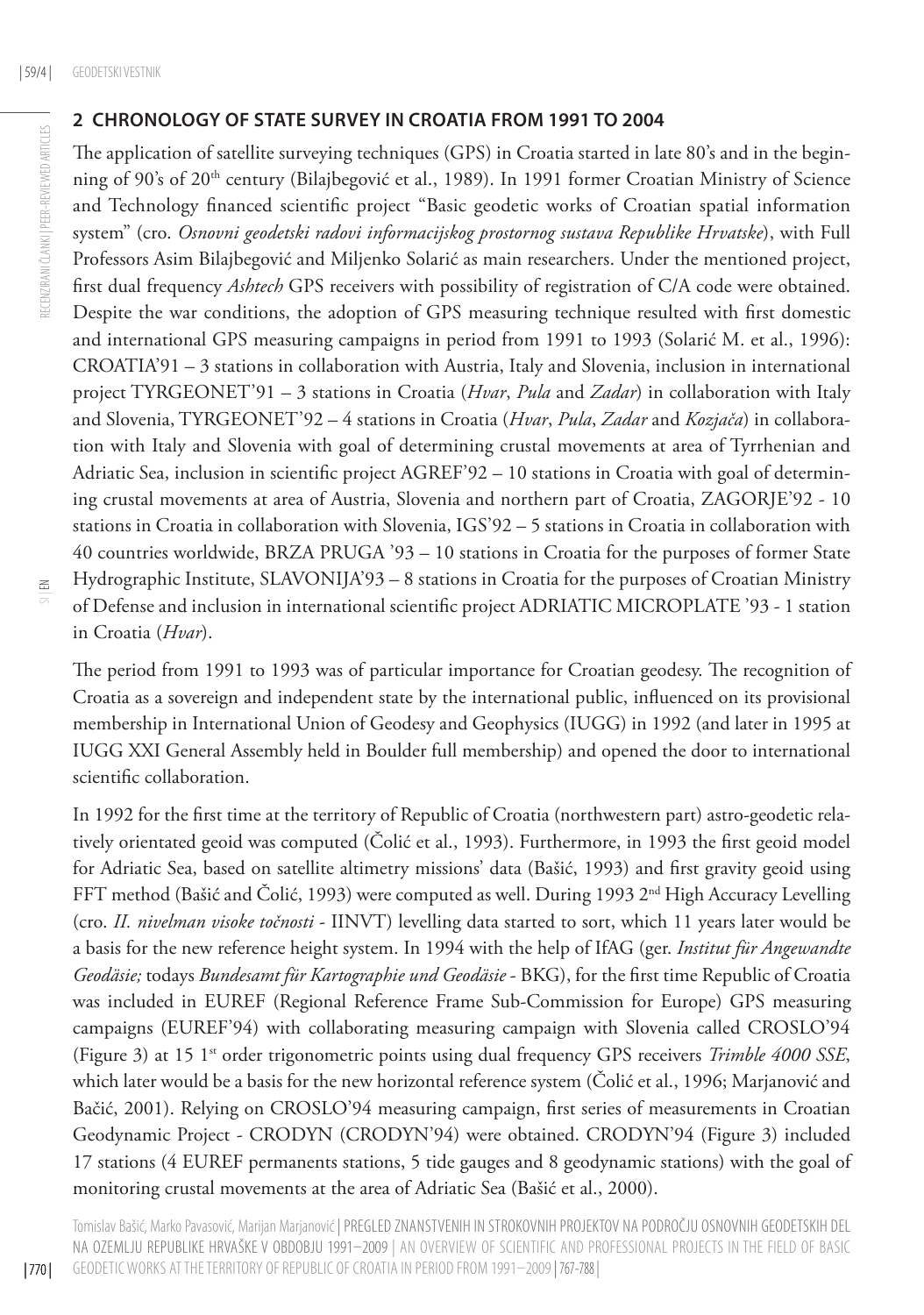## 2 CHRONOLOGY OF STATE SURVEY IN CROATIA FROM 1991 TO 2004

The application of satellite surveying techniques (GPS) in Croatia started in late 80's and in the beginning of 90's of 20th century (Bilajbegović et al., 1989). In 1991 former Croatian Ministry of Science and Technology financed scientific project "Basic geodetic works of Croatian spatial information system" (cro. *Osnovni geodetski radovi informacijskog prostornog sustava Republike Hrvatske*), with Full Professors Asim Bilajbegović and Miljenko Solarić as main researchers. Under the mentioned project, first dual frequency *Ashtech* GPS receivers with possibility of registration of C/A code were obtained. Despite the war conditions, the adoption of GPS measuring technique resulted with first domestic and international GPS measuring campaigns in period from 1991 to 1993 (Solarić M. et al., 1996): CROATIA'91 – 3 stations in collaboration with Austria, Italy and Slovenia, inclusion in international project TYRGEONET'91 – 3 stations in Croatia (*Hvar*, *Pula* and *Zadar*) in collaboration with Italy and Slovenia, TYRGEONET'92 – 4 stations in Croatia (*Hvar*, *Pula*, *Zadar* and *Kozjača*) in collaboration with Italy and Slovenia with goal of determining crustal movements at area of Tyrrhenian and Adriatic Sea, inclusion in scientific project AGREF'92 – 10 stations in Croatia with goal of determining crustal movements at area of Austria, Slovenia and northern part of Croatia, ZAGORJE'92 - 10 stations in Croatia in collaboration with Slovenia, IGS'92 – 5 stations in Croatia in collaboration with 40 countries worldwide, BRZA PRUGA '93 – 10 stations in Croatia for the purposes of former State Hydrographic Institute, SLAVONIJA'93 – 8 stations in Croatia for the purposes of Croatian Ministry of Defense and inclusion in international scientific project ADRIATIC MICROPLATE '93 - 1 station in Croatia (*Hvar*).

The period from 1991 to 1993 was of particular importance for Croatian geodesy. The recognition of Croatia as a sovereign and independent state by the international public, influenced on its provisional membership in International Union of Geodesy and Geophysics (IUGG) in 1992 (and later in 1995 at IUGG XXI General Assembly held in Boulder full membership) and opened the door to international scientific collaboration.

In 1992 for the first time at the territory of Republic of Croatia (northwestern part) astro-geodetic relatively orientated geoid was computed (Čolić et al., 1993). Furthermore, in 1993 the first geoid model for Adriatic Sea, based on satellite altimetry missions' data (Bašić, 1993) and first gravity geoid using FFT method (Bašić and Čolić, 1993) were computed as well. During 1993 2nd High Accuracy Levelling (cro. *II. nivelman visoke točnosti* - IINVT) levelling data started to sort, which 11 years later would be a basis for the new reference height system. In 1994 with the help of IfAG (ger. *Institut für Angewandte Geodäsie;* todays *Bundesamt für Kartographie und Geodäsie* - BKG), for the first time Republic of Croatia was included in EUREF (Regional Reference Frame Sub-Commission for Europe) GPS measuring campaigns (EUREF'94) with collaborating measuring campaign with Slovenia called CROSLO'94 (Figure 3) at 15 1st order trigonometric points using dual frequency GPS receivers *Trimble 4000 SSE*, which later would be a basis for the new horizontal reference system (Čolić et al., 1996; Marjanović and Bačić, 2001). Relying on CROSLO'94 measuring campaign, first series of measurements in Croatian Geodynamic Project - CRODYN (CRODYN'94) were obtained. CRODYN'94 (Figure 3) included 17 stations (4 EUREF permanents stations, 5 tide gauges and 8 geodynamic stations) with the goal of monitoring crustal movements at the area of Adriatic Sea (Bašić et al., 2000).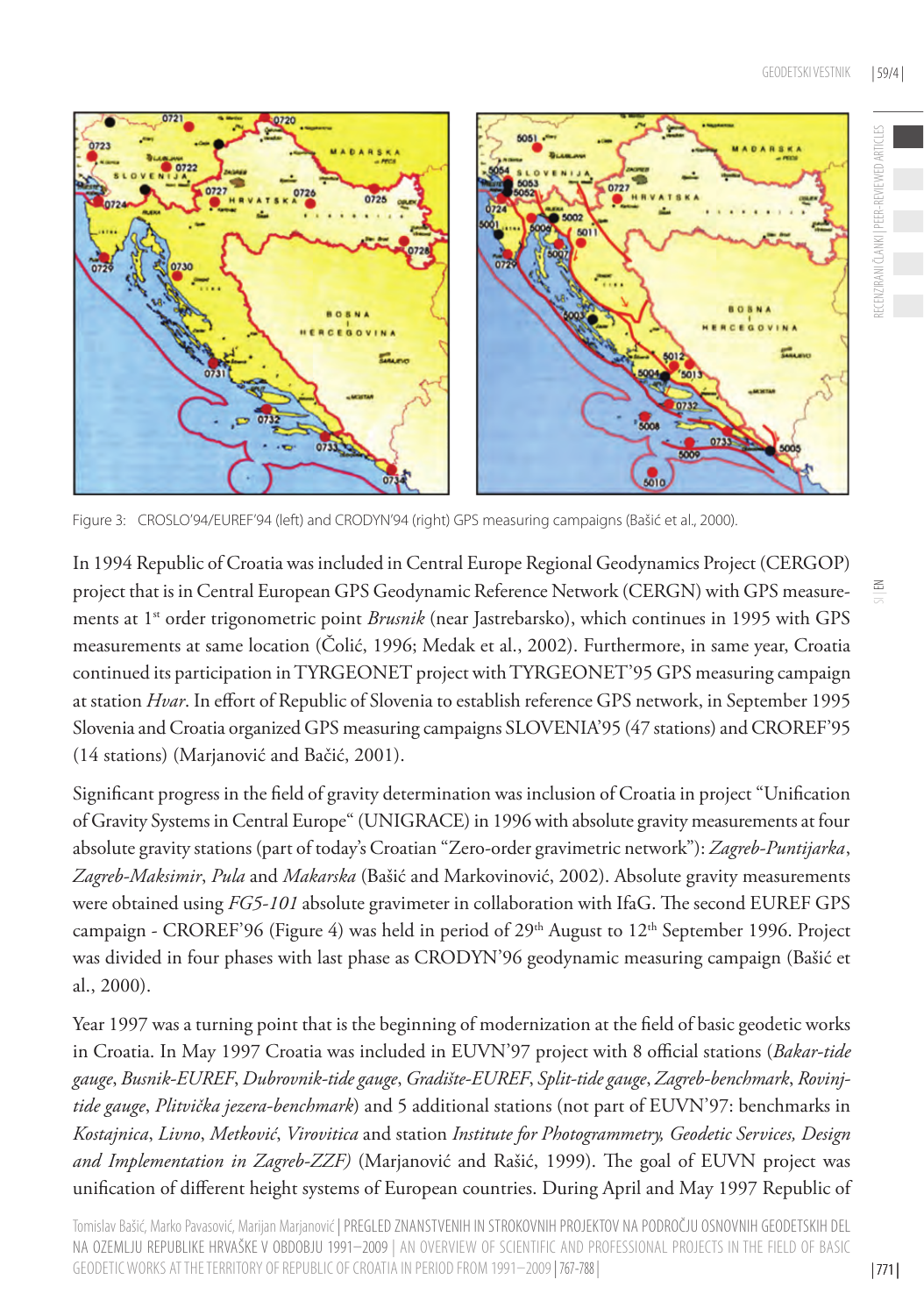Figure 3: CROSLO'94/EUREF'94 (left) and CRODYN'94 (right) GPS measuring campaigns (Bašić et al., 2000).

In 1994 Republic of Croatia was included in Central Europe Regional Geodynamics Project (CERGOP) project that is in Central European GPS Geodynamic Reference Network (CERGN) with GPS measurements at 1st order trigonometric point *Brusnik* (near Jastrebarsko), which continues in 1995 with GPS measurements at same location (Čolić, 1996; Medak et al., 2002). Furthermore, in same year, Croatia continued its participation in TYRGEONET project with TYRGEONET'95 GPS measuring campaign at station *Hvar*. In effort of Republic of Slovenia to establish reference GPS network, in September 1995 Slovenia and Croatia organized GPS measuring campaigns SLOVENIA'95 (47 stations) and CROREF'95 (14 stations) (Marjanović and Bačić, 2001).

Significant progress in the field of gravity determination was inclusion of Croatia in project "Unification of Gravity Systems in Central Europe" (UNIGRACE) in 1996 with absolute gravity measurements at four absolute gravity stations (part of today's Croatian "Zero-order gravimetric network"): *Zagreb-Puntijarka*, *Zagreb-Maksimir*, *Pula* and *Makarska* (Bašić and Markovinović, 2002). Absolute gravity measurements were obtained using *FG5-101* absolute gravimeter in collaboration with IfaG. The second EUREF GPS campaign - CROREF'96 (Figure 4) was held in period of 29th August to 12th September 1996. Project was divided in four phases with last phase as CRODYN'96 geodynamic measuring campaign (Bašić et al., 2000).

Year 1997 was a turning point that is the beginning of modernization at the field of basic geodetic works in Croatia. In May 1997 Croatia was included in EUVN'97 project with 8 official stations (*Bakar-tide gauge*, *Busnik-EUREF*, *Dubrovnik-tide gauge*, *Gradište-EUREF*, *Split-tide gauge*, *Zagreb-benchmark*, *Rovinj-tide gauge*, *Plitvička jezera-benchmark*) and 5 additional stations (not part of EUVN'97: benchmarks in *Kostajnica*, *Livno*, *Metković*, *Virovitica* and station *Institute for Photogrammetry, Geodetic Services, Design and Implementation in Zagreb-ZZF)* (Marjanović and Rašić, 1999). The goal of EUVN project was unification of different height systems of European countries. During April and May 1997 Republic of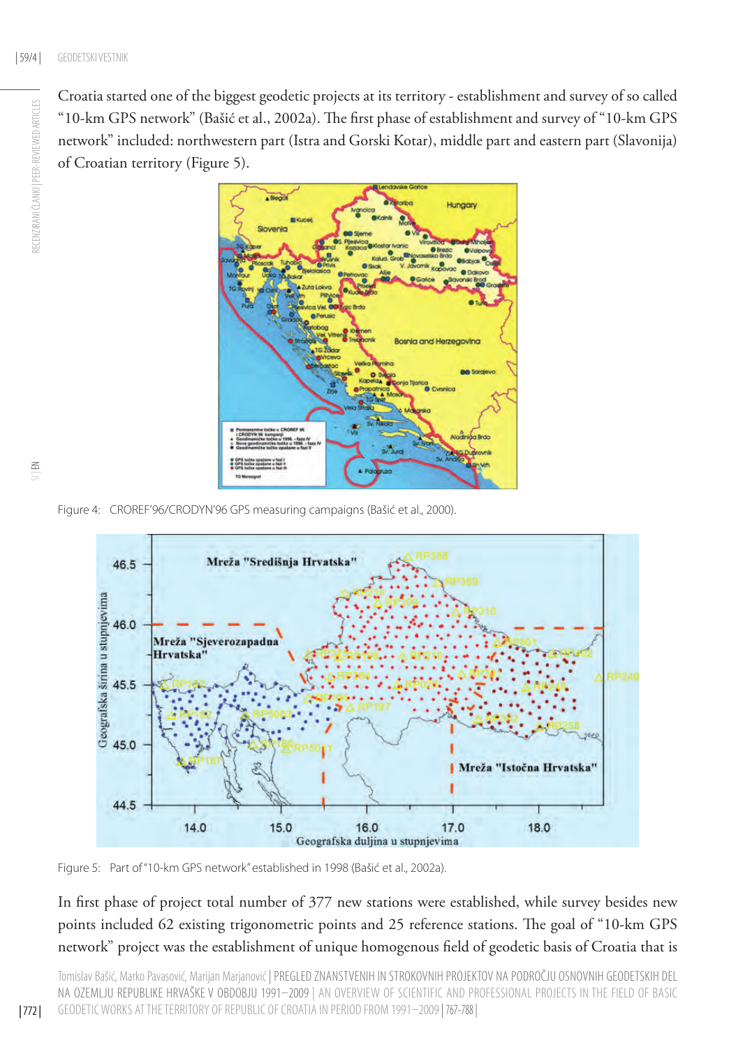Croatia started one of the biggest geodetic projects at its territory - establishment and survey of so called "10-km GPS network" (Bašić et al., 2002a). The first phase of establishment and survey of "10-km GPS network" included: northwestern part (Istra and Gorski Kotar), middle part and eastern part (Slavonija) of Croatian territory (Figure 5).

Figure 4: CROREF'96/CRODYN'96 GPS measuring campaigns (Bašić et al., 2000).

Figure 5: Part of "10-km GPS network" established in 1998 (Bašić et al., 2002a).

In first phase of project total number of 377 new stations were established, while survey besides new points included 62 existing trigonometric points and 25 reference stations. The goal of "10-km GPS network" project was the establishment of unique homogenous field of geodetic basis of Croatia that is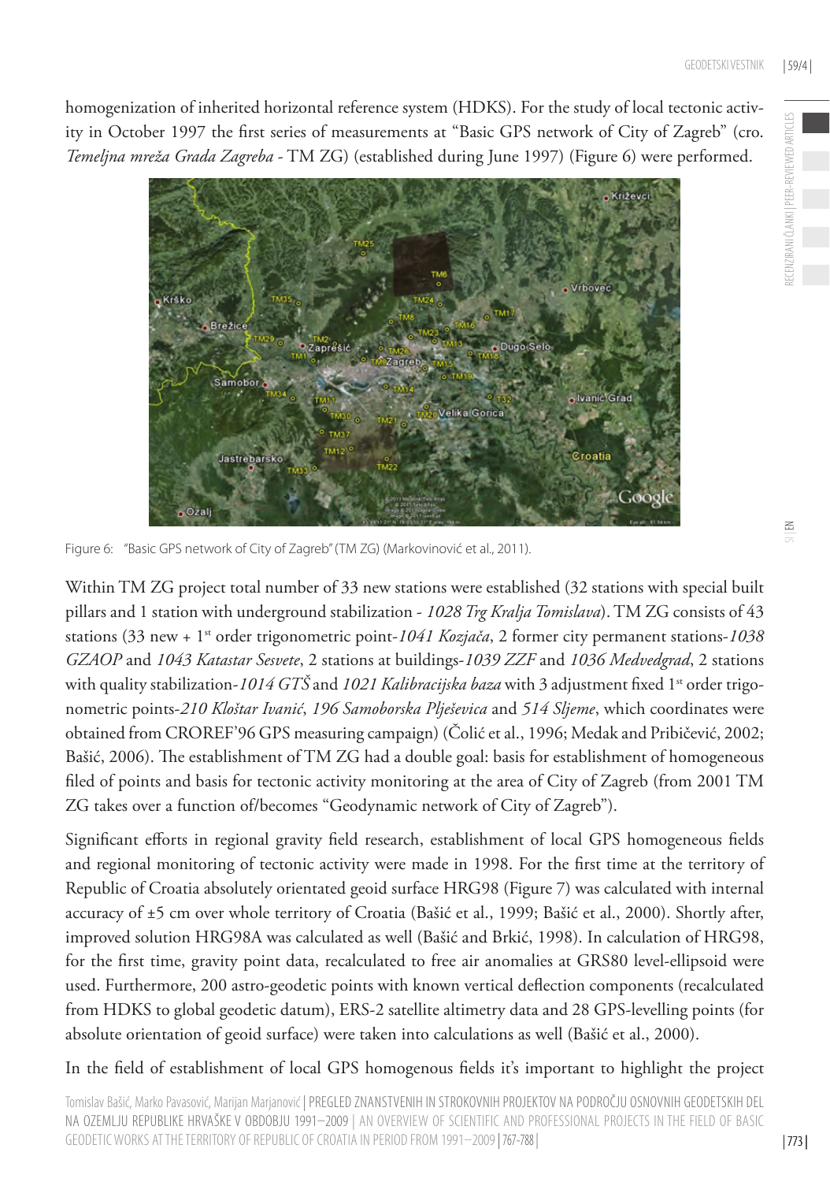homogenization of inherited horizontal reference system (HDKS). For the study of local tectonic activity in October 1997 the first series of measurements at "Basic GPS network of City of Zagreb" (cro. *Temeljna mreža Grada Zagreba* - TM ZG) (established during June 1997) (Figure 6) were performed.

Figure 6: "Basic GPS network of City of Zagreb" (TM ZG) (Markovinović et al., 2011).

Within TM ZG project total number of 33 new stations were established (32 stations with special built pillars and 1 station with underground stabilization - *1028 Trg Kralja Tomislava*). TM ZG consists of 43 stations (33 new + 1st order trigonometric point-*1041 Kozjača*, 2 former city permanent stations-*1038 GZAOP* and *1043 Katastar Sesvete*, 2 stations at buildings-*1039 ZZF* and *1036 Medvedgrad*, 2 stations with quality stabilization-*1014 GTŠ* and *1021 Kalibracijska baza* with 3 adjustment fixed 1st order trigonometric points-*210 Kloštar Ivanić*, *196 Samoborska Plješevica* and *514 Sljeme*, which coordinates were obtained from CROREF'96 GPS measuring campaign) (Čolić et al., 1996; Medak and Pribičević, 2002; Bašić, 2006). The establishment of TM ZG had a double goal: basis for establishment of homogeneous filed of points and basis for tectonic activity monitoring at the area of City of Zagreb (from 2001 TM ZG takes over a function of/becomes "Geodynamic network of City of Zagreb").

Significant efforts in regional gravity field research, establishment of local GPS homogeneous fields and regional monitoring of tectonic activity were made in 1998. For the first time at the territory of Republic of Croatia absolutely orientated geoid surface HRG98 (Figure 7) was calculated with internal accuracy of ±5 cm over whole territory of Croatia (Bašić et al., 1999; Bašić et al., 2000). Shortly after, improved solution HRG98A was calculated as well (Bašić and Brkić, 1998). In calculation of HRG98, for the first time, gravity point data, recalculated to free air anomalies at GRS80 level-ellipsoid were used. Furthermore, 200 astro-geodetic points with known vertical deflection components (recalculated from HDKS to global geodetic datum), ERS-2 satellite altimetry data and 28 GPS-levelling points (for absolute orientation of geoid surface) were taken into calculations as well (Bašić et al., 2000).

In the field of establishment of local GPS homogenous fields it's important to highlight the project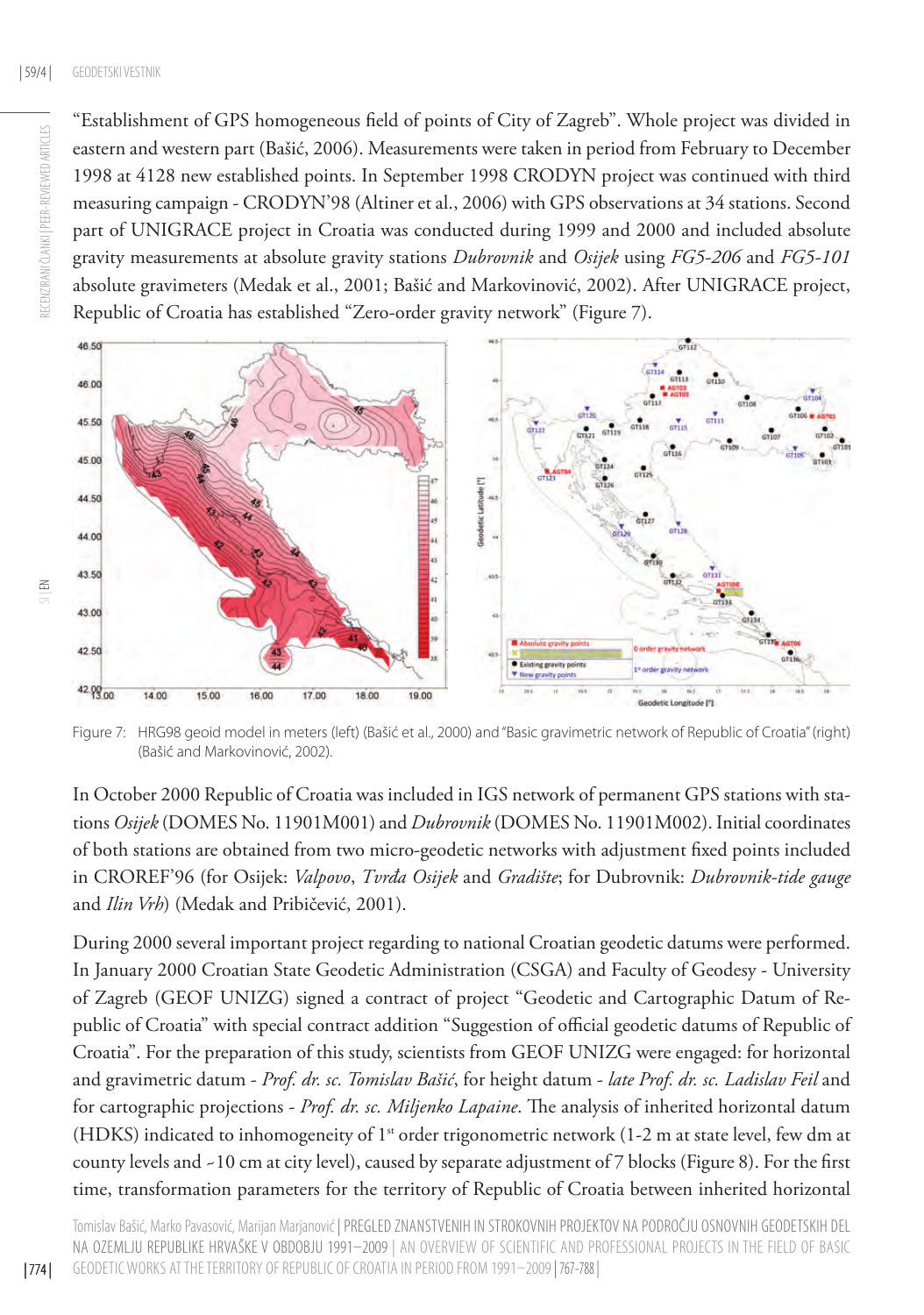"Establishment of GPS homogeneous field of points of City of Zagreb". Whole project was divided in eastern and western part (Bašić, 2006). Measurements were taken in period from February to December 1998 at 4128 new established points. In September 1998 CRODYN project was continued with third measuring campaign - CRODYN'98 (Altiner et al., 2006) with GPS observations at 34 stations. Second part of UNIGRACE project in Croatia was conducted during 1999 and 2000 and included absolute gravity measurements at absolute gravity stations *Dubrovnik* and *Osijek* using *FG5-206* and *FG5-101* absolute gravimeters (Medak et al., 2001; Bašić and Markovinović, 2002). After UNIGRACE project, Republic of Croatia has established "Zero-order gravity network" (Figure 7).

Figure 7: HRG98 geoid model in meters (left) (Bašić et al., 2000) and "Basic gravimetric network of Republic of Croatia" (right) (Bašić and Markovinović, 2002).

In October 2000 Republic of Croatia was included in IGS network of permanent GPS stations with stations *Osijek* (DOMES No. 11901M001) and *Dubrovnik* (DOMES No. 11901M002). Initial coordinates of both stations are obtained from two micro-geodetic networks with adjustment fixed points included in CROREF'96 (for Osijek: *Valpovo*, *Tvrđa Osijek* and *Gradište*; for Dubrovnik: *Dubrovnik-tide gauge* and *Ilin Vrh*) (Medak and Pribičević, 2001).

During 2000 several important project regarding to national Croatian geodetic datums were performed. In January 2000 Croatian State Geodetic Administration (CSGA) and Faculty of Geodesy - University of Zagreb (GEOF UNIZG) signed a contract of project "Geodetic and Cartographic Datum of Republic of Croatia" with special contract addition "Suggestion of official geodetic datums of Republic of Croatia". For the preparation of this study, scientists from GEOF UNIZG were engaged: for horizontal and gravimetric datum - *Prof. dr. sc. Tomislav Bašić*, for height datum - *late Prof. dr. sc. Ladislav Feil* and for cartographic projections - *Prof. dr. sc. Miljenko Lapaine*. The analysis of inherited horizontal datum (HDKS) indicated to inhomogeneity of 1[st] order trigonometric network (1-2 m at state level, few dm at county levels and ~10 cm at city level), caused by separate adjustment of 7 blocks (Figure 8). For the first time, transformation parameters for the territory of Republic of Croatia between inherited horizontal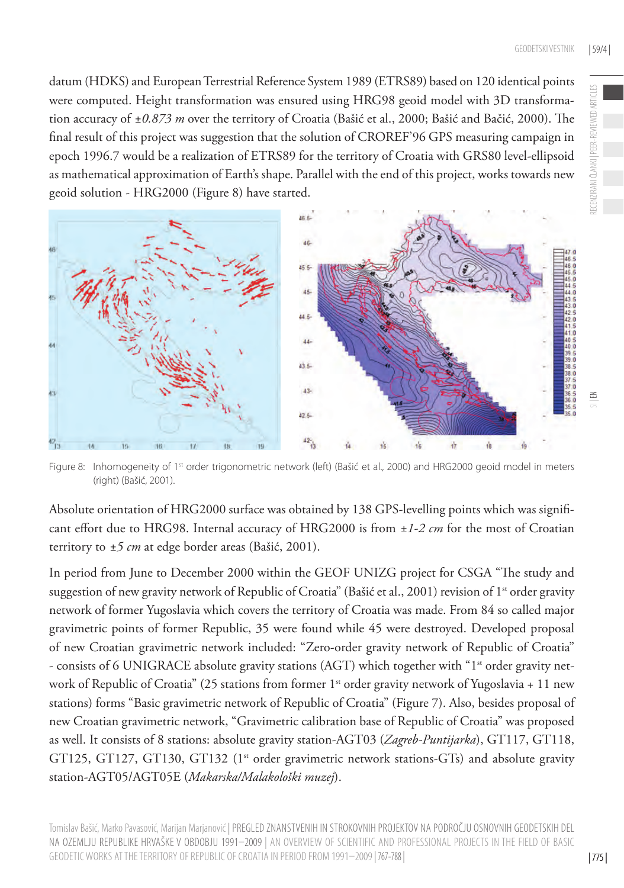datum (HDKS) and European Terrestrial Reference System 1989 (ETRS89) based on 120 identical points were computed. Height transformation was ensured using HRG98 geoid model with 3D transformation accuracy of $\pm 0.873$ *m* over the territory of Croatia (Bašić et al., 2000; Bašić and Bačić, 2000). The final result of this project was suggestion that the solution of CROREF'96 GPS measuring campaign in epoch 1996.7 would be a realization of ETRS89 for the territory of Croatia with GRS80 level-ellipsoid as mathematical approximation of Earth's shape. Parallel with the end of this project, works towards new geoid solution - HRG2000 (Figure 8) have started.

Figure 8: Inhomogeneity of 1st order trigonometric network (left) (Bašić et al., 2000) and HRG2000 geoid model in meters (right) (Bašić, 2001).

Absolute orientation of HRG2000 surface was obtained by 138 GPS-levelling points which was significant effort due to HRG98. Internal accuracy of HRG2000 is from $\pm 1$-$2$ *cm* for the most of Croatian territory to $\pm 5$ *cm* at edge border areas (Bašić, 2001).

In period from June to December 2000 within the GEOF UNIZG project for CSGA "The study and suggestion of new gravity network of Republic of Croatia" (Bašić et al., 2001) revision of 1st order gravity network of former Yugoslavia which covers the territory of Croatia was made. From 84 so called major gravimetric points of former Republic, 35 were found while 45 were destroyed. Developed proposal of new Croatian gravimetric network included: "Zero-order gravity network of Republic of Croatia" - consists of 6 UNIGRACE absolute gravity stations (AGT) which together with "1st order gravity network of Republic of Croatia" (25 stations from former 1st order gravity network of Yugoslavia + 11 new stations) forms "Basic gravimetric network of Republic of Croatia" (Figure 7). Also, besides proposal of new Croatian gravimetric network, "Gravimetric calibration base of Republic of Croatia" was proposed as well. It consists of 8 stations: absolute gravity station-AGT03 (*Zagreb-Puntijarka*), GT117, GT118, GT125, GT127, GT130, GT132 (1st order gravimetric network stations-GTs) and absolute gravity station-AGT05/AGT05E (*Makarska/Malakološki muzej*).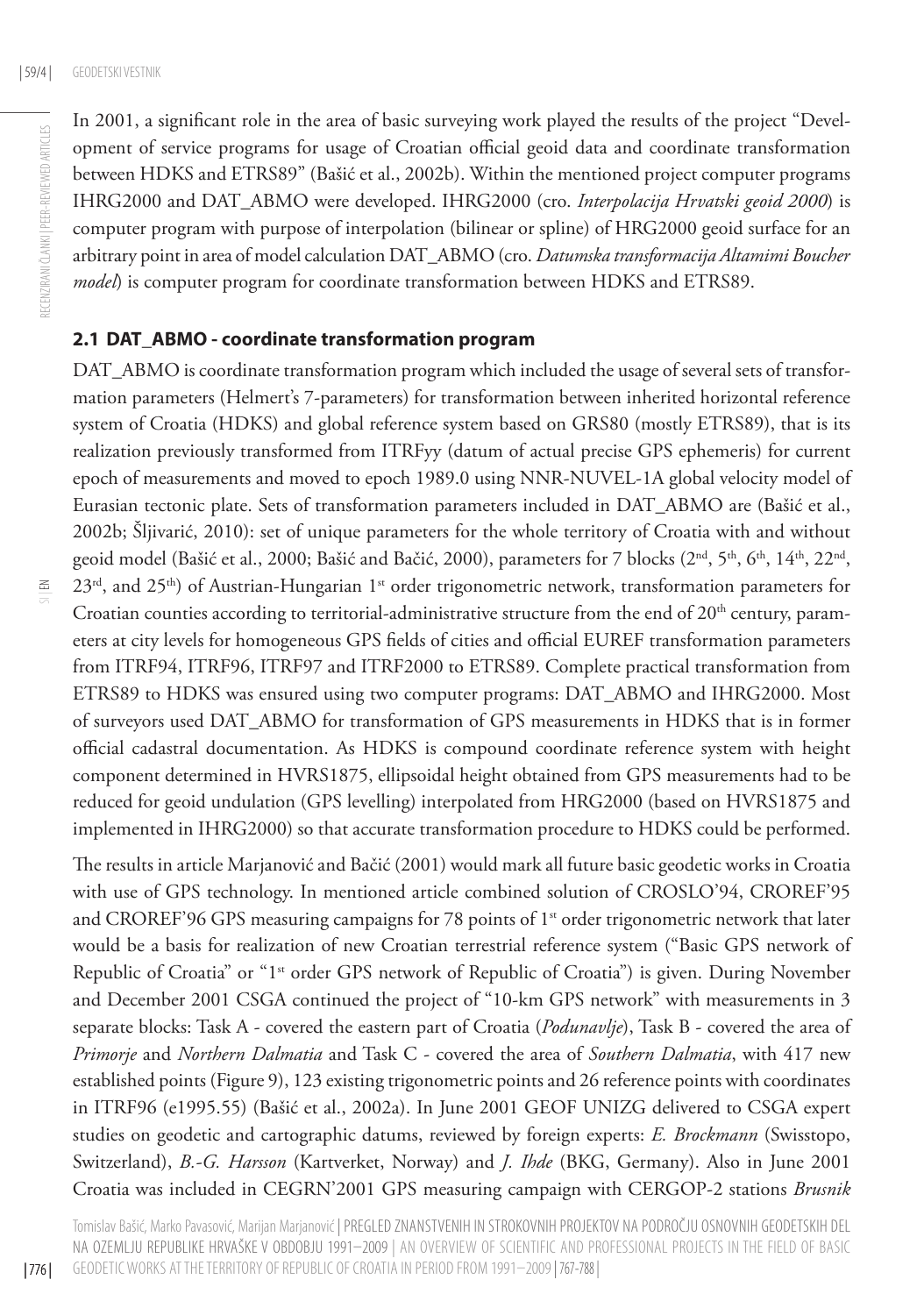In 2001, a significant role in the area of basic surveying work played the results of the project "Development of service programs for usage of Croatian official geoid data and coordinate transformation between HDKS and ETRS89" (Bašić et al., 2002b). Within the mentioned project computer programs IHRG2000 and DAT_ABMO were developed. IHRG2000 (cro. *Interpolacija Hrvatski geoid 2000*) is computer program with purpose of interpolation (bilinear or spline) of HRG2000 geoid surface for an arbitrary point in area of model calculation DAT_ABMO (cro. *Datumska transformacija Altamimi Boucher model*) is computer program for coordinate transformation between HDKS and ETRS89.

## 2.1 DAT_ABMO - coordinate transformation program

DAT_ABMO is coordinate transformation program which included the usage of several sets of transformation parameters (Helmert's 7-parameters) for transformation between inherited horizontal reference system of Croatia (HDKS) and global reference system based on GRS80 (mostly ETRS89), that is its realization previously transformed from ITRFyy (datum of actual precise GPS ephemeris) for current epoch of measurements and moved to epoch 1989.0 using NNR-NUVEL-1A global velocity model of Eurasian tectonic plate. Sets of transformation parameters included in DAT_ABMO are (Bašić et al., 2002b; Šljivarić, 2010): set of unique parameters for the whole territory of Croatia with and without geoid model (Bašić et al., 2000; Bašić and Bačić, 2000), parameters for 7 blocks (2nd, 5th, 6th, 14th, 22nd, 23rd, and 25th) of Austrian-Hungarian 1st order trigonometric network, transformation parameters for Croatian counties according to territorial-administrative structure from the end of 20th century, parameters at city levels for homogeneous GPS fields of cities and official EUREF transformation parameters from ITRF94, ITRF96, ITRF97 and ITRF2000 to ETRS89. Complete practical transformation from ETRS89 to HDKS was ensured using two computer programs: DAT_ABMO and IHRG2000. Most of surveyors used DAT_ABMO for transformation of GPS measurements in HDKS that is in former official cadastral documentation. As HDKS is compound coordinate reference system with height component determined in HVRS1875, ellipsoidal height obtained from GPS measurements had to be reduced for geoid undulation (GPS levelling) interpolated from HRG2000 (based on HVRS1875 and implemented in IHRG2000) so that accurate transformation procedure to HDKS could be performed.

The results in article Marjanović and Bačić (2001) would mark all future basic geodetic works in Croatia with use of GPS technology. In mentioned article combined solution of CROSLO'94, CROREF'95 and CROREF'96 GPS measuring campaigns for 78 points of 1st order trigonometric network that later would be a basis for realization of new Croatian terrestrial reference system ("Basic GPS network of Republic of Croatia" or "1st order GPS network of Republic of Croatia") is given. During November and December 2001 CSGA continued the project of "10-km GPS network" with measurements in 3 separate blocks: Task A - covered the eastern part of Croatia (*Podunavlje*), Task B - covered the area of *Primorje* and *Northern Dalmatia* and Task C - covered the area of *Southern Dalmatia*, with 417 new established points (Figure 9), 123 existing trigonometric points and 26 reference points with coordinates in ITRF96 (e1995.55) (Bašić et al., 2002a). In June 2001 GEOF UNIZG delivered to CSGA expert studies on geodetic and cartographic datums, reviewed by foreign experts: *E. Brockmann* (Swisstopo, Switzerland), *B.-G. Harsson* (Kartverket, Norway) and *J. Ihde* (BKG, Germany). Also in June 2001 Croatia was included in CEGRN'2001 GPS measuring campaign with CERGOP-2 stations *Brusnik*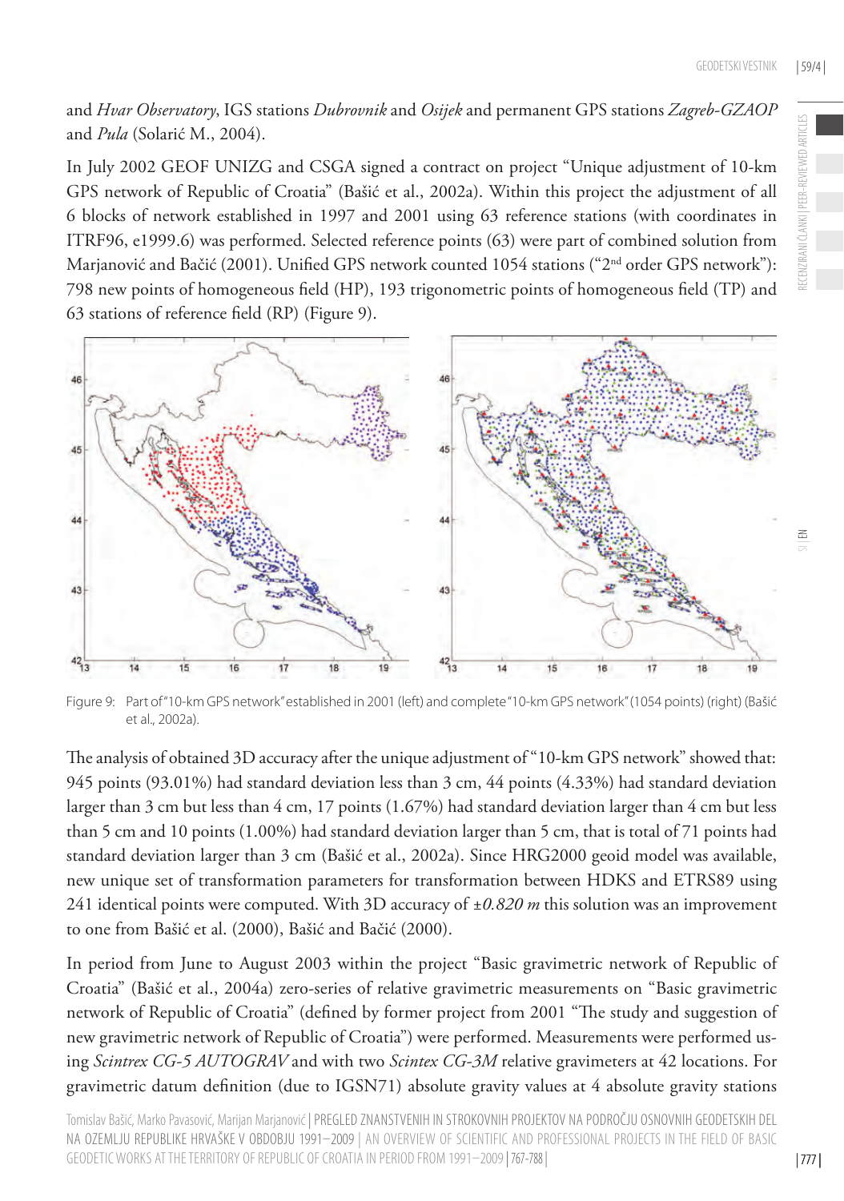and *Hvar Observatory*, IGS stations *Dubrovnik* and *Osijek* and permanent GPS stations *Zagreb-GZAOP* and *Pula* (Solarić M., 2004).

In July 2002 GEOF UNIZG and CSGA signed a contract on project "Unique adjustment of 10-km GPS network of Republic of Croatia" (Bašić et al., 2002a). Within this project the adjustment of all 6 blocks of network established in 1997 and 2001 using 63 reference stations (with coordinates in ITRF96, e1999.6) was performed. Selected reference points (63) were part of combined solution from Marjanović and Bačić (2001). Unified GPS network counted 1054 stations ("2nd order GPS network"): 798 new points of homogeneous field (HP), 193 trigonometric points of homogeneous field (TP) and 63 stations of reference field (RP) (Figure 9).

Figure 9: Part of "10-km GPS network" established in 2001 (left) and complete "10-km GPS network" (1054 points) (right) (Bašić et al., 2002a).

The analysis of obtained 3D accuracy after the unique adjustment of "10-km GPS network" showed that: 945 points (93.01%) had standard deviation less than 3 cm, 44 points (4.33%) had standard deviation larger than 3 cm but less than 4 cm, 17 points (1.67%) had standard deviation larger than 4 cm but less than 5 cm and 10 points (1.00%) had standard deviation larger than 5 cm, that is total of 71 points had standard deviation larger than 3 cm (Bašić et al., 2002a). Since HRG2000 geoid model was available, new unique set of transformation parameters for transformation between HDKS and ETRS89 using 241 identical points were computed. With 3D accuracy of *±0.820 m* this solution was an improvement to one from Bašić et al. (2000), Bašić and Bačić (2000).

In period from June to August 2003 within the project "Basic gravimetric network of Republic of Croatia" (Bašić et al., 2004a) zero-series of relative gravimetric measurements on "Basic gravimetric network of Republic of Croatia" (defined by former project from 2001 "The study and suggestion of new gravimetric network of Republic of Croatia") were performed. Measurements were performed using *Scintrex CG-5 AUTOGRAV* and with two *Scintex CG-3M* relative gravimeters at 42 locations. For gravimetric datum definition (due to IGSN71) absolute gravity values at 4 absolute gravity stations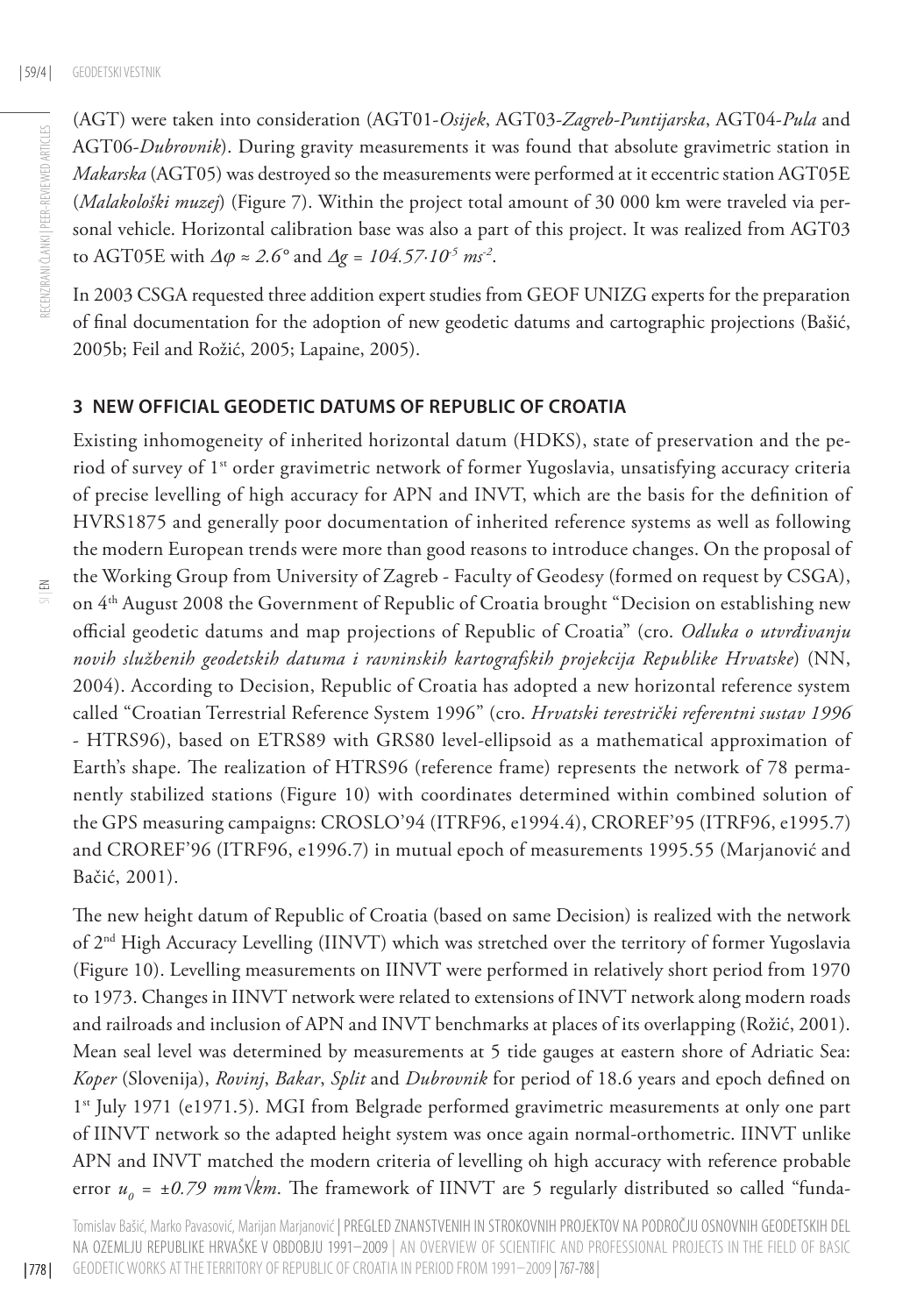(AGT) were taken into consideration (AGT01-*Osijek*, AGT03-*Zagreb-Puntijarska*, AGT04-*Pula* and AGT06-*Dubrovnik*). During gravity measurements it was found that absolute gravimetric station in *Makarska* (AGT05) was destroyed so the measurements were performed at it eccentric station AGT05E (*Malakološki muzej*) (Figure 7). Within the project total amount of 30 000 km were traveled via personal vehicle. Horizontal calibration base was also a part of this project. It was realized from AGT03 to AGT05E with $\Delta\varphi \approx 2.6°$ and $\Delta g = 104.57 \cdot 10^{-5}\ ms^{-2}$.

In 2003 CSGA requested three addition expert studies from GEOF UNIZG experts for the preparation of final documentation for the adoption of new geodetic datums and cartographic projections (Bašić, 2005b; Feil and Rožić, 2005; Lapaine, 2005).

## 3 NEW OFFICIAL GEODETIC DATUMS OF REPUBLIC OF CROATIA

Existing inhomogeneity of inherited horizontal datum (HDKS), state of preservation and the period of survey of 1st order gravimetric network of former Yugoslavia, unsatisfying accuracy criteria of precise levelling of high accuracy for APN and INVT, which are the basis for the definition of HVRS1875 and generally poor documentation of inherited reference systems as well as following the modern European trends were more than good reasons to introduce changes. On the proposal of the Working Group from University of Zagreb - Faculty of Geodesy (formed on request by CSGA), on 4th August 2008 the Government of Republic of Croatia brought "Decision on establishing new official geodetic datums and map projections of Republic of Croatia" (cro. *Odluka o utvrđivanju novih službenih geodetskih datuma i ravninskih kartografskih projekcija Republike Hrvatske*) (NN, 2004). According to Decision, Republic of Croatia has adopted a new horizontal reference system called "Croatian Terrestrial Reference System 1996" (cro. *Hrvatski terestrički referentni sustav 1996* - HTRS96), based on ETRS89 with GRS80 level-ellipsoid as a mathematical approximation of Earth's shape. The realization of HTRS96 (reference frame) represents the network of 78 permanently stabilized stations (Figure 10) with coordinates determined within combined solution of the GPS measuring campaigns: CROSLO'94 (ITRF96, e1994.4), CROREF'95 (ITRF96, e1995.7) and CROREF'96 (ITRF96, e1996.7) in mutual epoch of measurements 1995.55 (Marjanović and Bačić, 2001).

The new height datum of Republic of Croatia (based on same Decision) is realized with the network of 2nd High Accuracy Levelling (IINVT) which was stretched over the territory of former Yugoslavia (Figure 10). Levelling measurements on IINVT were performed in relatively short period from 1970 to 1973. Changes in IINVT network were related to extensions of INVT network along modern roads and railroads and inclusion of APN and INVT benchmarks at places of its overlapping (Rožić, 2001). Mean seal level was determined by measurements at 5 tide gauges at eastern shore of Adriatic Sea: *Koper* (Slovenija), *Rovinj*, *Bakar*, *Split* and *Dubrovnik* for period of 18.6 years and epoch defined on 1st July 1971 (e1971.5). MGI from Belgrade performed gravimetric measurements at only one part of IINVT network so the adapted height system was once again normal-orthometric. IINVT unlike APN and INVT matched the modern criteria of levelling oh high accuracy with reference probable error $u_0 = \pm 0.79\ mm\sqrt{km}$. The framework of IINVT are 5 regularly distributed so called "funda-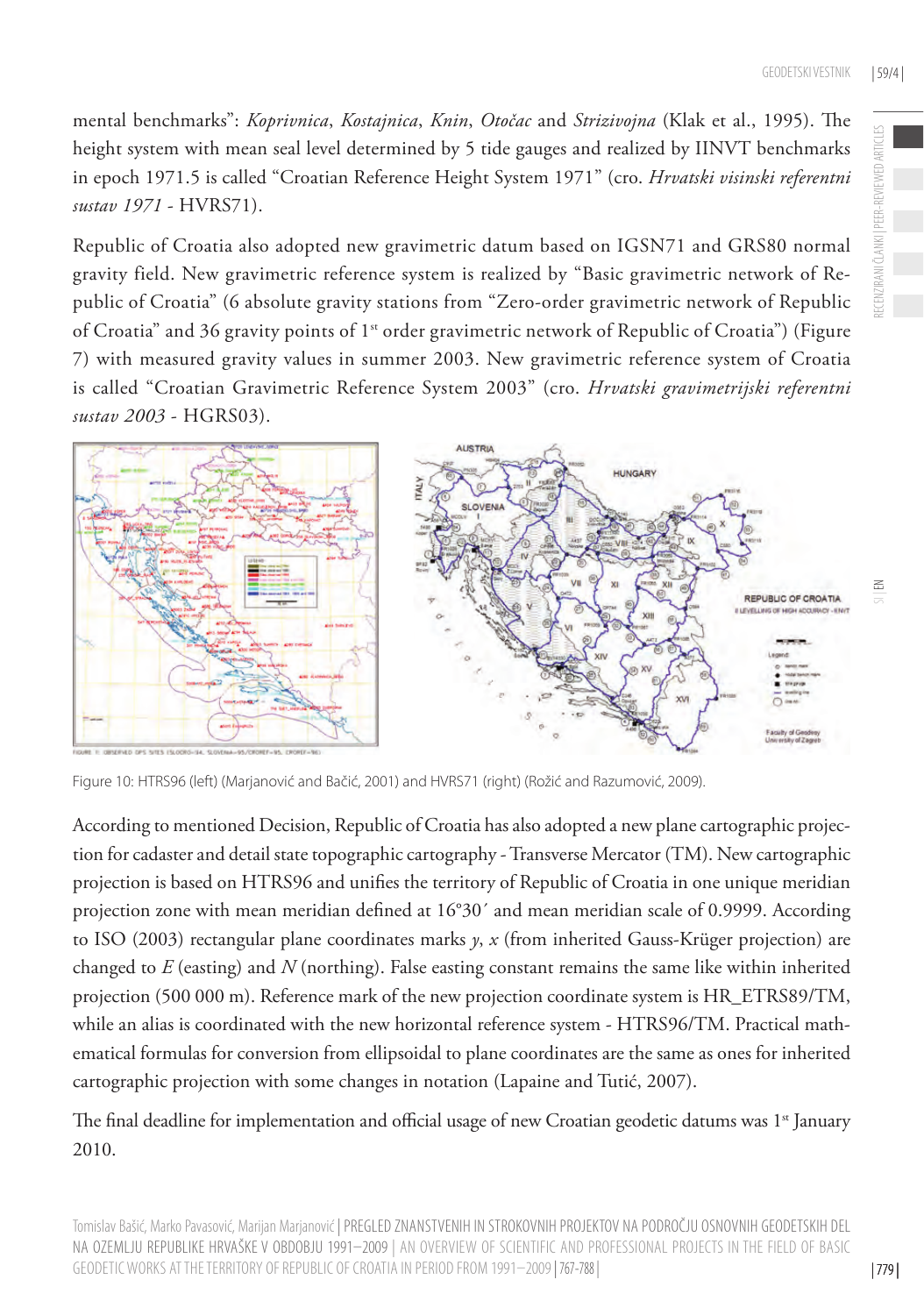mental benchmarks": *Koprivnica*, *Kostajnica*, *Knin*, *Otočac* and *Strizivojna* (Klak et al., 1995). The height system with mean seal level determined by 5 tide gauges and realized by IINVT benchmarks in epoch 1971.5 is called "Croatian Reference Height System 1971" (cro. *Hrvatski visinski referentni sustav 1971* - HVRS71).

Republic of Croatia also adopted new gravimetric datum based on IGSN71 and GRS80 normal gravity field. New gravimetric reference system is realized by "Basic gravimetric network of Republic of Croatia" (6 absolute gravity stations from "Zero-order gravimetric network of Republic of Croatia" and 36 gravity points of 1st order gravimetric network of Republic of Croatia") (Figure 7) with measured gravity values in summer 2003. New gravimetric reference system of Croatia is called "Croatian Gravimetric Reference System 2003" (cro. *Hrvatski gravimetrijski referentni sustav 2003* - HGRS03).

Figure 10: HTRS96 (left) (Marjanović and Bačić, 2001) and HVRS71 (right) (Rožić and Razumović, 2009).

According to mentioned Decision, Republic of Croatia has also adopted a new plane cartographic projection for cadaster and detail state topographic cartography - Transverse Mercator (TM). New cartographic projection is based on HTRS96 and unifies the territory of Republic of Croatia in one unique meridian projection zone with mean meridian defined at 16°30′ and mean meridian scale of 0.9999. According to ISO (2003) rectangular plane coordinates marks $y$, $x$ (from inherited Gauss-Krüger projection) are changed to $E$ (easting) and $N$ (northing). False easting constant remains the same like within inherited projection (500 000 m). Reference mark of the new projection coordinate system is HR_ETRS89/TM, while an alias is coordinated with the new horizontal reference system - HTRS96/TM. Practical mathematical formulas for conversion from ellipsoidal to plane coordinates are the same as ones for inherited cartographic projection with some changes in notation (Lapaine and Tutić, 2007).

The final deadline for implementation and official usage of new Croatian geodetic datums was 1st January 2010.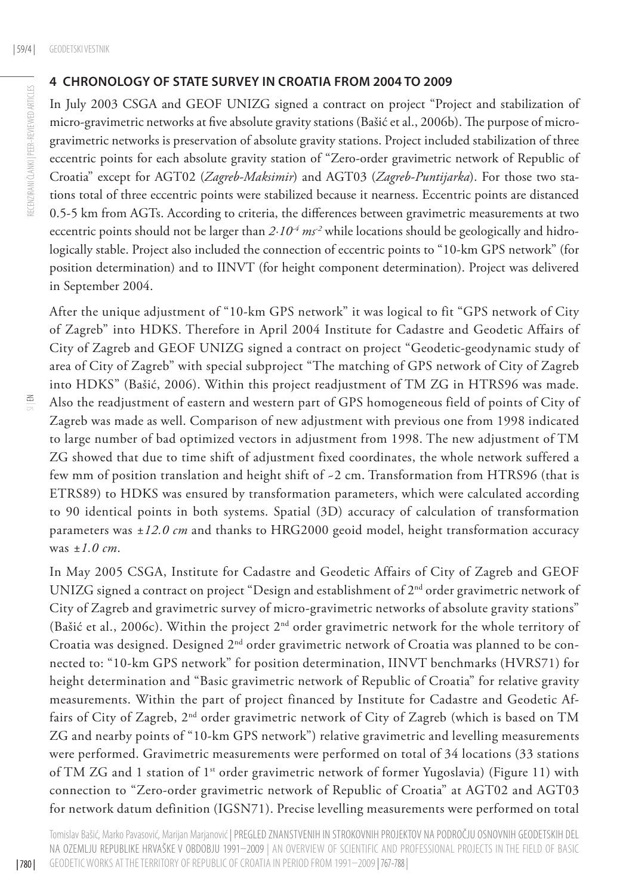## 4 CHRONOLOGY OF STATE SURVEY IN CROATIA FROM 2004 TO 2009

In July 2003 CSGA and GEOF UNIZG signed a contract on project "Project and stabilization of micro-gravimetric networks at five absolute gravity stations (Bašić et al., 2006b). The purpose of micro-gravimetric networks is preservation of absolute gravity stations. Project included stabilization of three eccentric points for each absolute gravity station of "Zero-order gravimetric network of Republic of Croatia" except for AGT02 (*Zagreb-Maksimir*) and AGT03 (*Zagreb-Puntijarka*). For those two stations total of three eccentric points were stabilized because it nearness. Eccentric points are distanced 0.5-5 km from AGTs. According to criteria, the differences between gravimetric measurements at two eccentric points should not be larger than $2{\cdot}10^{-4}\ ms^{-2}$ while locations should be geologically and hidrologically stable. Project also included the connection of eccentric points to "10-km GPS network" (for position determination) and to IINVT (for height component determination). Project was delivered in September 2004.

After the unique adjustment of "10-km GPS network" it was logical to fit "GPS network of City of Zagreb" into HDKS. Therefore in April 2004 Institute for Cadastre and Geodetic Affairs of City of Zagreb and GEOF UNIZG signed a contract on project "Geodetic-geodynamic study of area of City of Zagreb" with special subproject "The matching of GPS network of City of Zagreb into HDKS" (Bašić, 2006). Within this project readjustment of TM ZG in HTRS96 was made. Also the readjustment of eastern and western part of GPS homogeneous field of points of City of Zagreb was made as well. Comparison of new adjustment with previous one from 1998 indicated to large number of bad optimized vectors in adjustment from 1998. The new adjustment of TM ZG showed that due to time shift of adjustment fixed coordinates, the whole network suffered a few mm of position translation and height shift of ~2 cm. Transformation from HTRS96 (that is ETRS89) to HDKS was ensured by transformation parameters, which were calculated according to 90 identical points in both systems. Spatial (3D) accuracy of calculation of transformation parameters was *±12.0 cm* and thanks to HRG2000 geoid model, height transformation accuracy was *±1.0 cm*.

In May 2005 CSGA, Institute for Cadastre and Geodetic Affairs of City of Zagreb and GEOF UNIZG signed a contract on project "Design and establishment of 2nd order gravimetric network of City of Zagreb and gravimetric survey of micro-gravimetric networks of absolute gravity stations" (Bašić et al., 2006c). Within the project 2nd order gravimetric network for the whole territory of Croatia was designed. Designed 2nd order gravimetric network of Croatia was planned to be connected to: "10-km GPS network" for position determination, IINVT benchmarks (HVRS71) for height determination and "Basic gravimetric network of Republic of Croatia" for relative gravity measurements. Within the part of project financed by Institute for Cadastre and Geodetic Affairs of City of Zagreb, 2nd order gravimetric network of City of Zagreb (which is based on TM ZG and nearby points of "10-km GPS network") relative gravimetric and levelling measurements were performed. Gravimetric measurements were performed on total of 34 locations (33 stations of TM ZG and 1 station of 1st order gravimetric network of former Yugoslavia) (Figure 11) with connection to "Zero-order gravimetric network of Republic of Croatia" at AGT02 and AGT03 for network datum definition (IGSN71). Precise levelling measurements were performed on total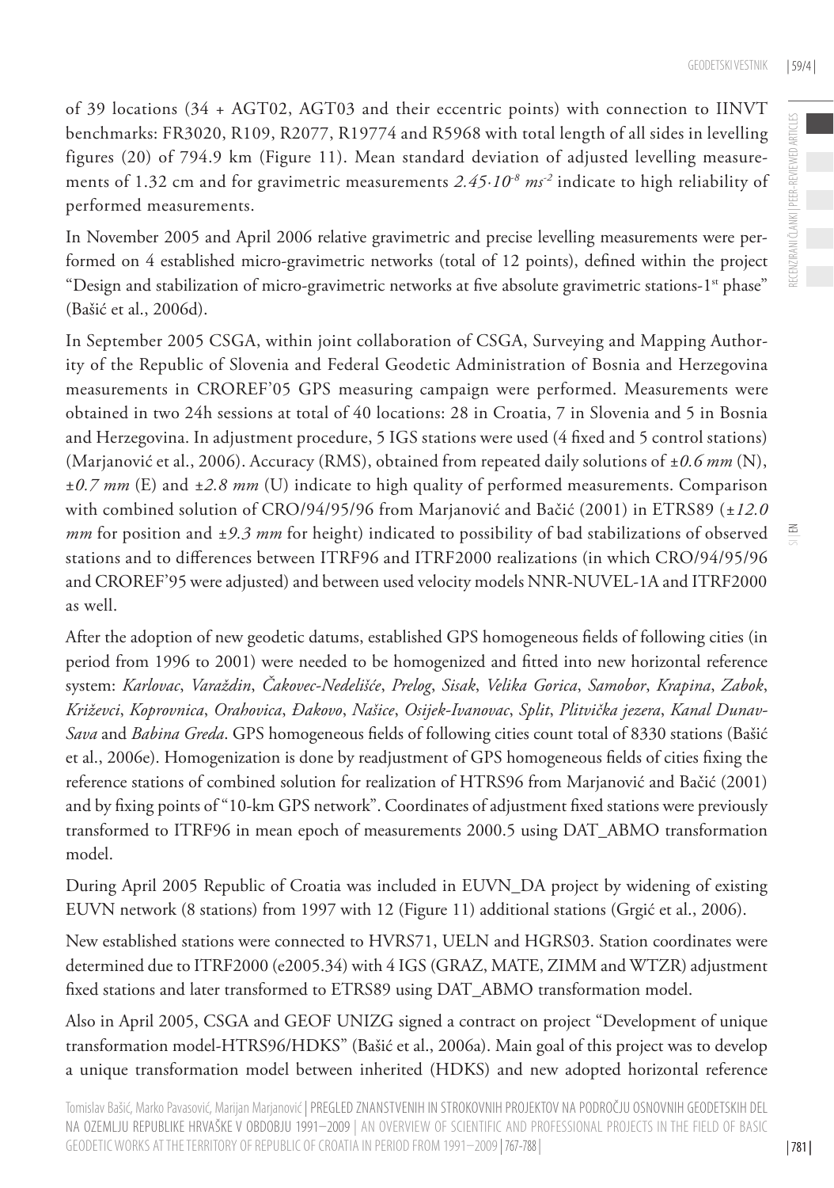of 39 locations (34 + AGT02, AGT03 and their eccentric points) with connection to IINVT benchmarks: FR3020, R109, R2077, R19774 and R5968 with total length of all sides in levelling figures (20) of 794.9 km (Figure 11). Mean standard deviation of adjusted levelling measurements of 1.32 cm and for gravimetric measurements $2.45 \cdot 10^{-8}\ ms^{-2}$ indicate to high reliability of performed measurements.

In November 2005 and April 2006 relative gravimetric and precise levelling measurements were performed on 4 established micro-gravimetric networks (total of 12 points), defined within the project "Design and stabilization of micro-gravimetric networks at five absolute gravimetric stations-1st phase" (Bašić et al., 2006d).

In September 2005 CSGA, within joint collaboration of CSGA, Surveying and Mapping Authority of the Republic of Slovenia and Federal Geodetic Administration of Bosnia and Herzegovina measurements in CROREF'05 GPS measuring campaign were performed. Measurements were obtained in two 24h sessions at total of 40 locations: 28 in Croatia, 7 in Slovenia and 5 in Bosnia and Herzegovina. In adjustment procedure, 5 IGS stations were used (4 fixed and 5 control stations) (Marjanović et al., 2006). Accuracy (RMS), obtained from repeated daily solutions of *±0.6 mm* (N), *±0.7 mm* (E) and *±2.8 mm* (U) indicate to high quality of performed measurements. Comparison with combined solution of CRO/94/95/96 from Marjanović and Bačić (2001) in ETRS89 (*±12.0 mm* for position and *±9.3 mm* for height) indicated to possibility of bad stabilizations of observed stations and to differences between ITRF96 and ITRF2000 realizations (in which CRO/94/95/96 and CROREF'95 were adjusted) and between used velocity models NNR-NUVEL-1A and ITRF2000 as well.

After the adoption of new geodetic datums, established GPS homogeneous fields of following cities (in period from 1996 to 2001) were needed to be homogenized and fitted into new horizontal reference system: *Karlovac*, *Varaždin*, *Čakovec-Nedelišće*, *Prelog*, *Sisak*, *Velika Gorica*, *Samobor*, *Krapina*, *Zabok*, *Križevci*, *Koprovnica*, *Orahovica*, *Đakovo*, *Našice*, *Osijek-Ivanovac*, *Split*, *Plitvička jezera*, *Kanal Dunav-Sava* and *Babina Greda*. GPS homogeneous fields of following cities count total of 8330 stations (Bašić et al., 2006e). Homogenization is done by readjustment of GPS homogeneous fields of cities fixing the reference stations of combined solution for realization of HTRS96 from Marjanović and Bačić (2001) and by fixing points of "10-km GPS network". Coordinates of adjustment fixed stations were previously transformed to ITRF96 in mean epoch of measurements 2000.5 using DAT_ABMO transformation model.

During April 2005 Republic of Croatia was included in EUVN_DA project by widening of existing EUVN network (8 stations) from 1997 with 12 (Figure 11) additional stations (Grgić et al., 2006).

New established stations were connected to HVRS71, UELN and HGRS03. Station coordinates were determined due to ITRF2000 (e2005.34) with 4 IGS (GRAZ, MATE, ZIMM and WTZR) adjustment fixed stations and later transformed to ETRS89 using DAT_ABMO transformation model.

Also in April 2005, CSGA and GEOF UNIZG signed a contract on project "Development of unique transformation model-HTRS96/HDKS" (Bašić et al., 2006a). Main goal of this project was to develop a unique transformation model between inherited (HDKS) and new adopted horizontal reference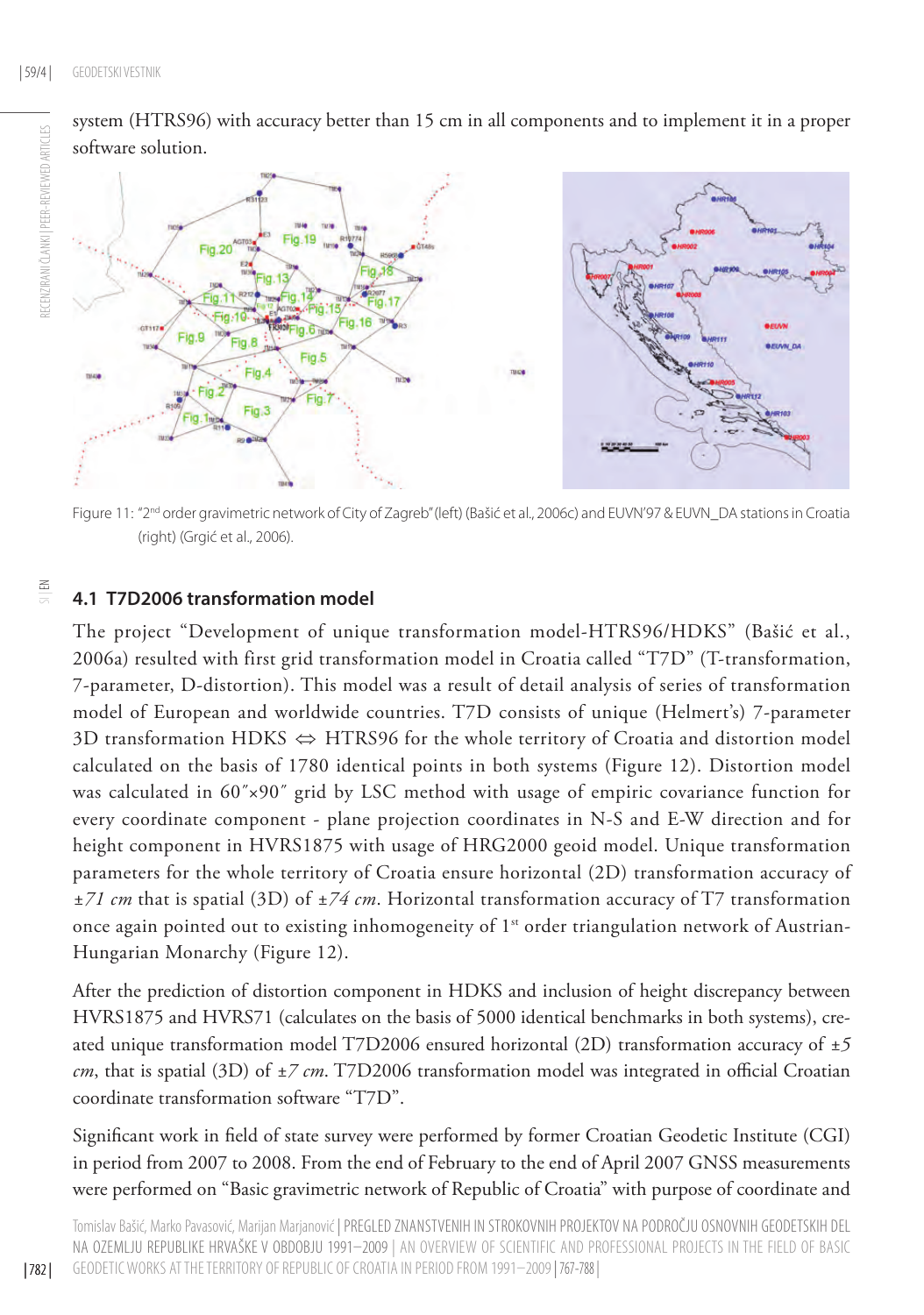system (HTRS96) with accuracy better than 15 cm in all components and to implement it in a proper software solution.

Figure 11: "2nd order gravimetric network of City of Zagreb" (left) (Bašić et al., 2006c) and EUVN'97 & EUVN_DA stations in Croatia (right) (Grgić et al., 2006).

### 4.1 T7D2006 transformation model

The project "Development of unique transformation model-HTRS96/HDKS" (Bašić et al., 2006a) resulted with first grid transformation model in Croatia called "T7D" (T-transformation, 7-parameter, D-distortion). This model was a result of detail analysis of series of transformation model of European and worldwide countries. T7D consists of unique (Helmert's) 7-parameter 3D transformation HDKS ⇔ HTRS96 for the whole territory of Croatia and distortion model calculated on the basis of 1780 identical points in both systems (Figure 12). Distortion model was calculated in 60″×90″ grid by LSC method with usage of empiric covariance function for every coordinate component - plane projection coordinates in N-S and E-W direction and for height component in HVRS1875 with usage of HRG2000 geoid model. Unique transformation parameters for the whole territory of Croatia ensure horizontal (2D) transformation accuracy of *±71 cm* that is spatial (3D) of *±74 cm*. Horizontal transformation accuracy of T7 transformation once again pointed out to existing inhomogeneity of 1st order triangulation network of Austrian-Hungarian Monarchy (Figure 12).

After the prediction of distortion component in HDKS and inclusion of height discrepancy between HVRS1875 and HVRS71 (calculates on the basis of 5000 identical benchmarks in both systems), created unique transformation model T7D2006 ensured horizontal (2D) transformation accuracy of *±5 cm*, that is spatial (3D) of *±7 cm*. T7D2006 transformation model was integrated in official Croatian coordinate transformation software "T7D".

Significant work in field of state survey were performed by former Croatian Geodetic Institute (CGI) in period from 2007 to 2008. From the end of February to the end of April 2007 GNSS measurements were performed on "Basic gravimetric network of Republic of Croatia" with purpose of coordinate and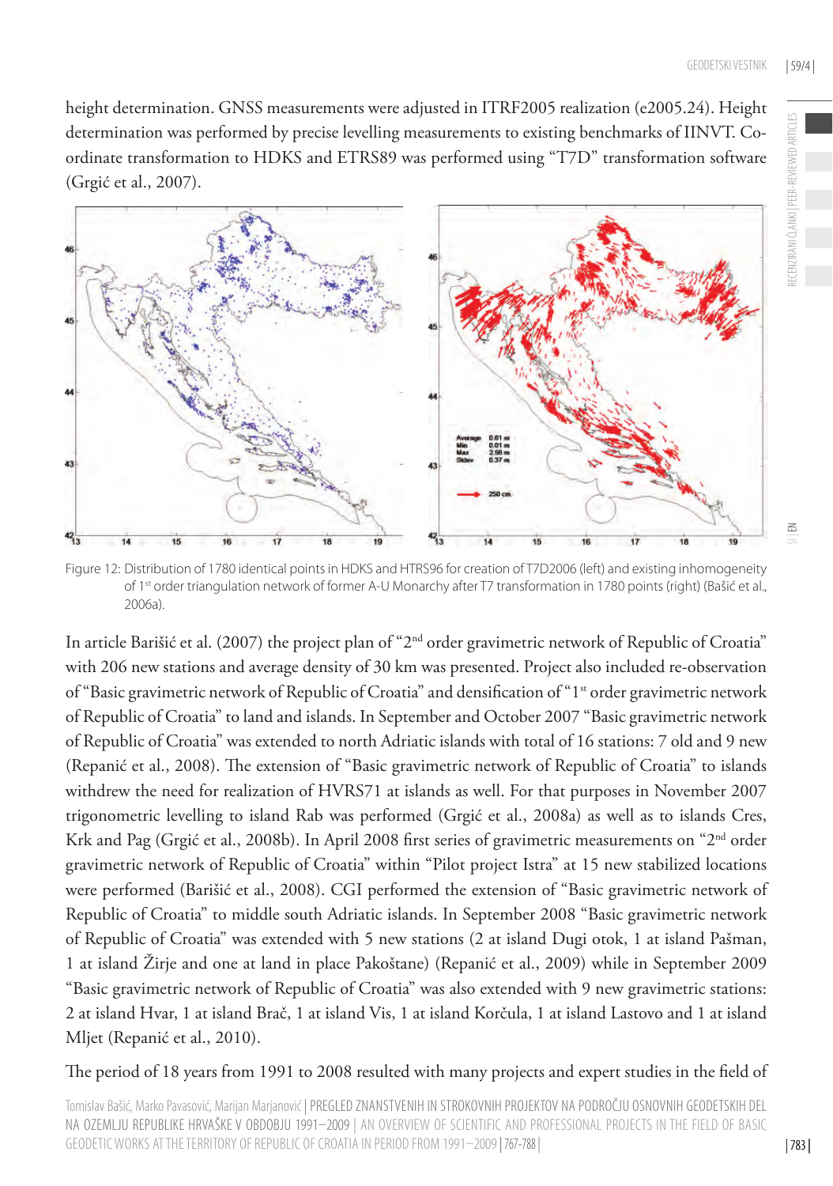height determination. GNSS measurements were adjusted in ITRF2005 realization (e2005.24). Height determination was performed by precise levelling measurements to existing benchmarks of IINVT. Coordinate transformation to HDKS and ETRS89 was performed using "T7D" transformation software (Grgić et al., 2007).

Figure 12: Distribution of 1780 identical points in HDKS and HTRS96 for creation of T7D2006 (left) and existing inhomogeneity of 1st order triangulation network of former A-U Monarchy after T7 transformation in 1780 points (right) (Bašić et al., 2006a).

In article Barišić et al. (2007) the project plan of "2nd order gravimetric network of Republic of Croatia" with 206 new stations and average density of 30 km was presented. Project also included re-observation of "Basic gravimetric network of Republic of Croatia" and densification of "1st order gravimetric network of Republic of Croatia" to land and islands. In September and October 2007 "Basic gravimetric network of Republic of Croatia" was extended to north Adriatic islands with total of 16 stations: 7 old and 9 new (Repanić et al., 2008). The extension of "Basic gravimetric network of Republic of Croatia" to islands withdrew the need for realization of HVRS71 at islands as well. For that purposes in November 2007 trigonometric levelling to island Rab was performed (Grgić et al., 2008a) as well as to islands Cres, Krk and Pag (Grgić et al., 2008b). In April 2008 first series of gravimetric measurements on "2nd order gravimetric network of Republic of Croatia" within "Pilot project Istra" at 15 new stabilized locations were performed (Barišić et al., 2008). CGI performed the extension of "Basic gravimetric network of Republic of Croatia" to middle south Adriatic islands. In September 2008 "Basic gravimetric network of Republic of Croatia" was extended with 5 new stations (2 at island Dugi otok, 1 at island Pašman, 1 at island Žirje and one at land in place Pakoštane) (Repanić et al., 2009) while in September 2009 "Basic gravimetric network of Republic of Croatia" was also extended with 9 new gravimetric stations: 2 at island Hvar, 1 at island Brač, 1 at island Vis, 1 at island Korčula, 1 at island Lastovo and 1 at island Mljet (Repanić et al., 2010).

The period of 18 years from 1991 to 2008 resulted with many projects and expert studies in the field of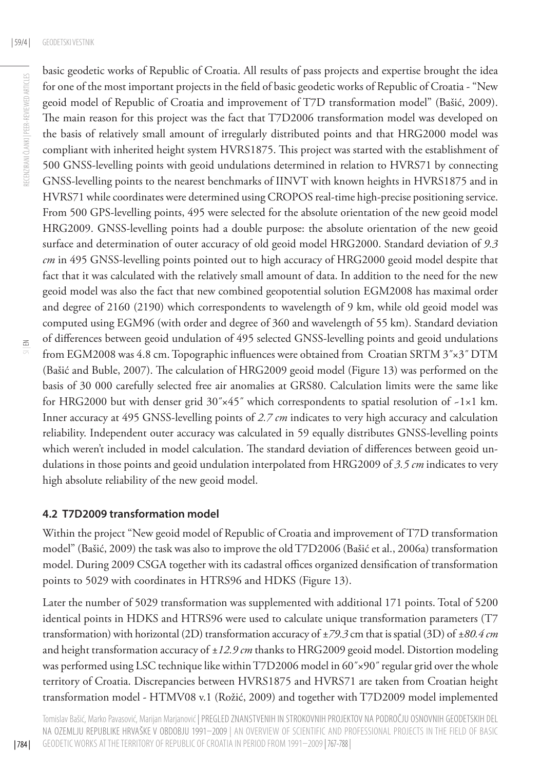basic geodetic works of Republic of Croatia. All results of pass projects and expertise brought the idea for one of the most important projects in the field of basic geodetic works of Republic of Croatia - "New geoid model of Republic of Croatia and improvement of T7D transformation model" (Bašić, 2009). The main reason for this project was the fact that T7D2006 transformation model was developed on the basis of relatively small amount of irregularly distributed points and that HRG2000 model was compliant with inherited height system HVRS1875. This project was started with the establishment of 500 GNSS-levelling points with geoid undulations determined in relation to HVRS71 by connecting GNSS-levelling points to the nearest benchmarks of IINVT with known heights in HVRS1875 and in HVRS71 while coordinates were determined using CROPOS real-time high-precise positioning service. From 500 GPS-levelling points, 495 were selected for the absolute orientation of the new geoid model HRG2009. GNSS-levelling points had a double purpose: the absolute orientation of the new geoid surface and determination of outer accuracy of old geoid model HRG2000. Standard deviation of *9.3 cm* in 495 GNSS-levelling points pointed out to high accuracy of HRG2000 geoid model despite that fact that it was calculated with the relatively small amount of data. In addition to the need for the new geoid model was also the fact that new combined geopotential solution EGM2008 has maximal order and degree of 2160 (2190) which correspondents to wavelength of 9 km, while old geoid model was computed using EGM96 (with order and degree of 360 and wavelength of 55 km). Standard deviation of differences between geoid undulation of 495 selected GNSS-levelling points and geoid undulations from EGM2008 was 4.8 cm. Topographic influences were obtained from Croatian SRTM 3″×3″ DTM (Bašić and Buble, 2007). The calculation of HRG2009 geoid model (Figure 13) was performed on the basis of 30 000 carefully selected free air anomalies at GRS80. Calculation limits were the same like for HRG2000 but with denser grid 30″×45″ which correspondents to spatial resolution of ~1×1 km. Inner accuracy at 495 GNSS-levelling points of *2.7 cm* indicates to very high accuracy and calculation reliability. Independent outer accuracy was calculated in 59 equally distributes GNSS-levelling points which weren't included in model calculation. The standard deviation of differences between geoid undulations in those points and geoid undulation interpolated from HRG2009 of *3.5 cm* indicates to very high absolute reliability of the new geoid model.

### 4.2 T7D2009 transformation model

Within the project "New geoid model of Republic of Croatia and improvement of T7D transformation model" (Bašić, 2009) the task was also to improve the old T7D2006 (Bašić et al., 2006a) transformation model. During 2009 CSGA together with its cadastral offices organized densification of transformation points to 5029 with coordinates in HTRS96 and HDKS (Figure 13).

Later the number of 5029 transformation was supplemented with additional 171 points. Total of 5200 identical points in HDKS and HTRS96 were used to calculate unique transformation parameters (T7 transformation) with horizontal (2D) transformation accuracy of ±*79.3* cm that is spatial (3D) of ±*80.4 cm* and height transformation accuracy of ±*12.9 cm* thanks to HRG2009 geoid model. Distortion modeling was performed using LSC technique like within T7D2006 model in 60″×90″ regular grid over the whole territory of Croatia. Discrepancies between HVRS1875 and HVRS71 are taken from Croatian height transformation model - HTMV08 v.1 (Rožić, 2009) and together with T7D2009 model implemented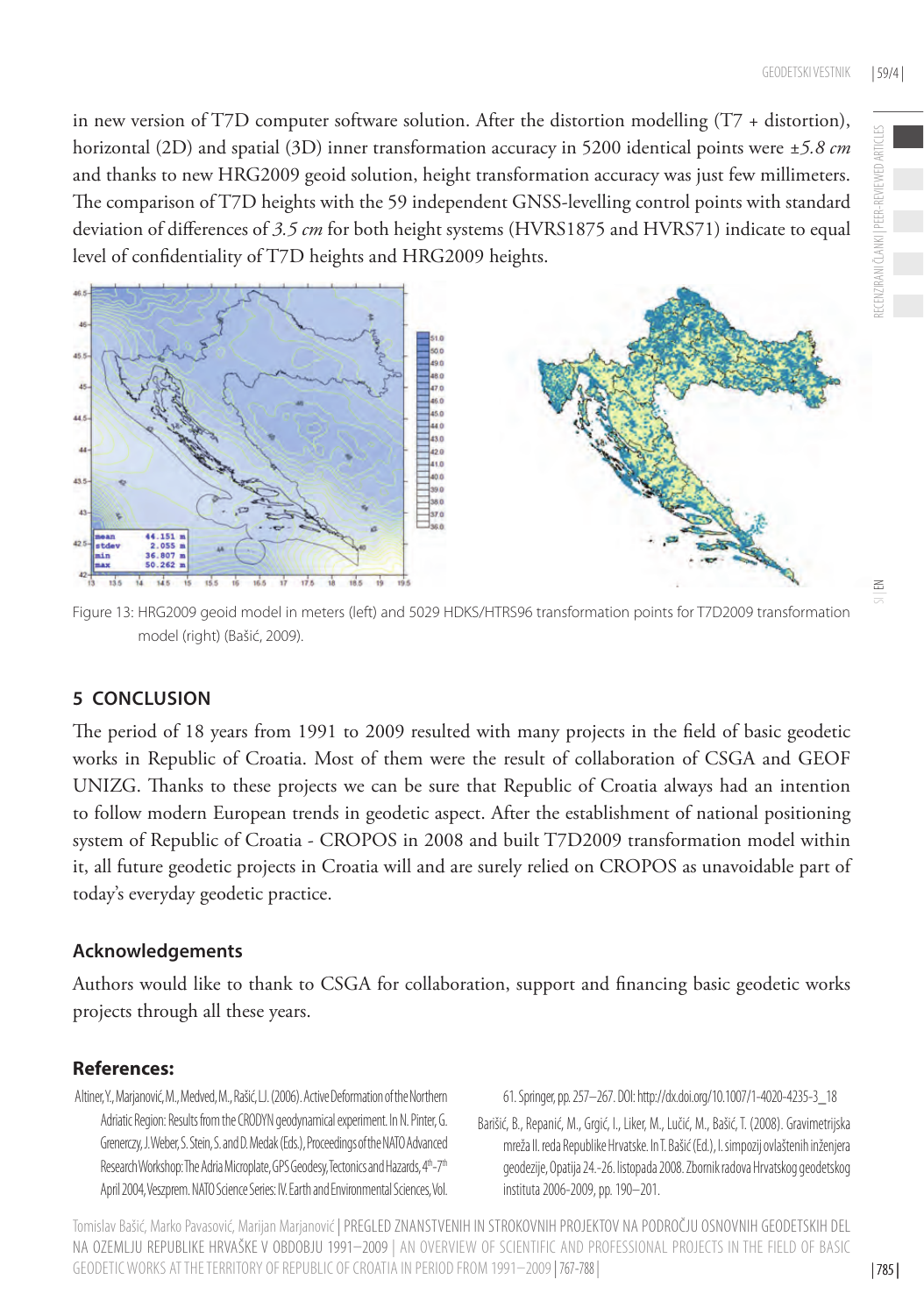in new version of T7D computer software solution. After the distortion modelling (T7 + distortion), horizontal (2D) and spatial (3D) inner transformation accuracy in 5200 identical points were ±*5.8 cm* and thanks to new HRG2009 geoid solution, height transformation accuracy was just few millimeters. The comparison of T7D heights with the 59 independent GNSS-levelling control points with standard deviation of differences of *3.5 cm* for both height systems (HVRS1875 and HVRS71) indicate to equal level of confidentiality of T7D heights and HRG2009 heights.

Figure 13: HRG2009 geoid model in meters (left) and 5029 HDKS/HTRS96 transformation points for T7D2009 transformation model (right) (Bašić, 2009).

## 5 CONCLUSION

The period of 18 years from 1991 to 2009 resulted with many projects in the field of basic geodetic works in Republic of Croatia. Most of them were the result of collaboration of CSGA and GEOF UNIZG. Thanks to these projects we can be sure that Republic of Croatia always had an intention to follow modern European trends in geodetic aspect. After the establishment of national positioning system of Republic of Croatia - CROPOS in 2008 and built T7D2009 transformation model within it, all future geodetic projects in Croatia will and are surely relied on CROPOS as unavoidable part of today's everyday geodetic practice.

### Acknowledgements

Authors would like to thank to CSGA for collaboration, support and financing basic geodetic works projects through all these years.

### References:

Altiner, Y., Marjanović, M., Medved, M., Rašić, LJ. (2006). Active Deformation of the Northern Adriatic Region: Results from the CRODYN geodynamical experiment. In N. Pinter, G. Grenerczy, J. Weber, S. Stein, S. and D. Medak (Eds.), Proceedings of the NATO Advanced Research Workshop: The Adria Microplate, GPS Geodesy, Tectonics and Hazards, 4th-7th April 2004, Veszprem. NATO Science Series: IV. Earth and Environmental Sciences, Vol. 61. Springer, pp. 257–267. DOI: http://dx.doi.org/10.1007/1-4020-4235-3_18

Barišić, B., Repanić, M., Grgić, I., Liker, M., Lučić, M., Bašić, T. (2008). Gravimetrijska mreža II. reda Republike Hrvatske. In T. Bašić (Ed.), I. simpozij ovlaštenih inženjera geodezije, Opatija 24.-26. listopada 2008. Zbornik radova Hrvatskog geodetskog instituta 2006-2009, pp. 190–201.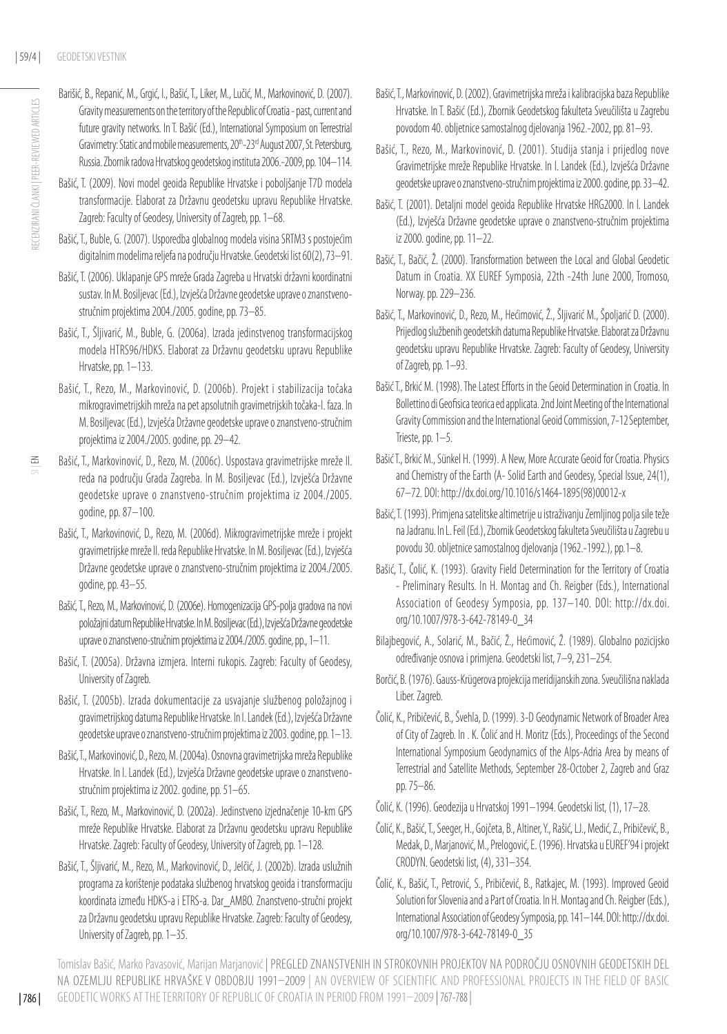Barišić, B., Repanić, M., Grgić, I., Bašić, T., Liker, M., Lučić, M., Markovinović, D. (2007). Gravity measurements on the territory of the Republic of Croatia - past, current and future gravity networks. In T. Bašić (Ed.), International Symposium on Terrestrial Gravimetry: Static and mobile measurements, 20th-23rd August 2007, St. Petersburg, Russia. Zbornik radova Hrvatskog geodetskog instituta 2006.-2009, pp. 104–114.

Bašić, T. (2009). Novi model geoida Republike Hrvatske i poboljšanje T7D modela transformacije. Elaborat za Državnu geodetsku upravu Republike Hrvatske. Zagreb: Faculty of Geodesy, University of Zagreb, pp. 1–68.

Bašić, T., Buble, G. (2007). Usporedba globalnog modela visina SRTM3 s postojećim digitalnim modelima reljefa na području Hrvatske. Geodetski list 60(2), 73–91.

Bašić, T. (2006). Uklapanje GPS mreže Grada Zagreba u Hrvatski državni koordinatni sustav. In M. Bosiljevac (Ed.), Izvješća Državne geodetske uprave o znanstveno-stručnim projektima 2004./2005. godine, pp. 73–85.

Bašić, T., Šljivarić, M., Buble, G. (2006a). Izrada jedinstvenog transformacijskog modela HTRS96/HDKS. Elaborat za Državnu geodetsku upravu Republike Hrvatske, pp. 1–133.

Bašić, T., Rezo, M., Markovinović, D. (2006b). Projekt i stabilizacija točaka mikrogravimetrijskih mreža na pet apsolutnih gravimetrijskih točaka-I. faza. In M. Bosiljevac (Ed.), Izvješća Državne geodetske uprave o znanstveno-stručnim projektima iz 2004./2005. godine, pp. 29–42.

Bašić, T., Markovinović, D., Rezo, M. (2006c). Uspostava gravimetrijske mreže II. reda na području Grada Zagreba. In M. Bosiljevac (Ed.), Izvješća Državne geodetske uprave o znanstveno-stručnim projektima iz 2004./2005. godine, pp. 87–100.

Bašić, T., Markovinović, D., Rezo, M. (2006d). Mikrogravimetrijske mreže i projekt gravimetrijske mreže II. reda Republike Hrvatske. In M. Bosiljevac (Ed.), Izvješća Državne geodetske uprave o znanstveno-stručnim projektima iz 2004./2005. godine, pp. 43–55.

Bašić, T., Rezo, M., Markovinović, D. (2006e). Homogenizacija GPS-polja gradova na novi položajni datum Republike Hrvatske. In M. Bosiljevac (Ed.), Izvješća Državne geodetske uprave o znanstveno-stručnim projektima iz 2004./2005. godine, pp., 1–11.

Bašić, T. (2005a). Državna izmjera. Interni rukopis. Zagreb: Faculty of Geodesy, University of Zagreb.

Bašić, T. (2005b). Izrada dokumentacije za usvajanje službenog položajnog i gravimetrijskog datuma Republike Hrvatske. In I. Landek (Ed.), Izvješća Državne geodetske uprave o znanstveno-stručnim projektima iz 2003. godine, pp. 1–13.

Bašić, T., Markovinović, D., Rezo, M. (2004a). Osnovna gravimetrijska mreža Republike Hrvatske. In I. Landek (Ed.), Izvješća Državne geodetske uprave o znanstveno-stručnim projektima iz 2002. godine, pp. 51–65.

Bašić, T., Rezo, M., Markovinović, D. (2002a). Jedinstveno izjednačenje 10-km GPS mreže Republike Hrvatske. Elaborat za Državnu geodetsku upravu Republike Hrvatske. Zagreb: Faculty of Geodesy, University of Zagreb, pp. 1–128.

Bašić, T., Šljivarić, M., Rezo, M., Markovinović, D., Jelčić, J. (2002b). Izrada uslužnih programa za korištenje podataka službenog hrvatskog geoida i transformaciju koordinata između HDKS-a i ETRS-a. Dar_AMBO. Znanstveno-stručni projekt za Državnu geodetsku upravu Republike Hrvatske. Zagreb: Faculty of Geodesy, University of Zagreb, pp. 1–35.

Bašić, T., Markovinović, D. (2002). Gravimetrijska mreža i kalibracijska baza Republike Hrvatske. In T. Bašić (Ed.), Zbornik Geodetskog fakulteta Sveučilišta u Zagrebu povodom 40. obljetnice samostalnog djelovanja 1962.-2002, pp. 81–93.

Bašić, T., Rezo, M., Markovinović, D. (2001). Studija stanja i prijedlog nove Gravimetrijske mreže Republike Hrvatske. In I. Landek (Ed.), Izvješća Državne geodetske uprave o znanstveno-stručnim projektima iz 2000. godine, pp. 33–42.

Bašić, T. (2001). Detaljni model geoida Republike Hrvatske HRG2000. In I. Landek (Ed.), Izvješća Državne geodetske uprave o znanstveno-stručnim projektima iz 2000. godine, pp. 11–22.

Bašić, T., Bačić, Ž. (2000). Transformation between the Local and Global Geodetic Datum in Croatia. XX EUREF Symposia, 22th -24th June 2000, Tromoso, Norway. pp. 229–236.

Bašić, T., Markovinović, D., Rezo, M., Hećimović, Ž., Šljivarić M., Špoljarić D. (2000). Prijedlog službenih geodetskih datuma Republike Hrvatske. Elaborat za Državnu geodetsku upravu Republike Hrvatske. Zagreb: Faculty of Geodesy, University of Zagreb, pp. 1–93.

Bašić T., Brkić M. (1998). The Latest Efforts in the Geoid Determination in Croatia. In Bollettino di Geofisica teorica ed applicata. 2nd Joint Meeting of the International Gravity Commission and the International Geoid Commission, 7-12 September, Trieste, pp. 1–5.

Bašić T., Brkić M., Sünkel H. (1999). A New, More Accurate Geoid for Croatia. Physics and Chemistry of the Earth (A- Solid Earth and Geodesy, Special Issue, 24(1), 67–72. DOI: http://dx.doi.org/10.1016/s1464-1895(98)00012-x

Bašić, T. (1993). Primjena satelitske altimetrije u istraživanju Zemljinog polja sile teže na Jadranu. In L. Feil (Ed.), Zbornik Geodetskog fakulteta Sveučilišta u Zagrebu u povodu 30. obljetnice samostalnog djelovanja (1962.-1992.), pp.1–8.

Bašić, T., Čolić, K. (1993). Gravity Field Determination for the Territory of Croatia - Preliminary Results. In H. Montag and Ch. Reigber (Eds.), International Association of Geodesy Symposia, pp. 137–140. DOI: http://dx.doi.org/10.1007/978-3-642-78149-0_34

Bilajbegović, A., Solarić, M., Bačić, Ž., Hećimović, Ž. (1989). Globalno pozicijsko određivanje osnova i primjena. Geodetski list, 7–9, 231–254.

Borčić, B. (1976). Gauss-Krügerova projekcija meridijanskih zona. Sveučilišna naklada Liber. Zagreb.

Čolić, K., Pribičević, B., Švehla, D. (1999). 3-D Geodynamic Network of Broader Area of City of Zagreb. In . K. Čolić and H. Moritz (Eds.), Proceedings of the Second International Symposium Geodynamics of the Alps-Adria Area by means of Terrestrial and Satellite Methods, September 28-October 2, Zagreb and Graz pp. 75–86.

Čolić, K. (1996). Geodezija u Hrvatskoj 1991–1994. Geodetski list, (1), 17–28.

Čolić, K., Bašić, T., Seeger, H., Gojčeta, B., Altiner, Y., Rašić, LJ., Medić, Z., Pribičević, B., Medak, D., Marjanović, M., Prelogović, E. (1996). Hrvatska u EUREF'94 i projekt CRODYN. Geodetski list, (4), 331–354.

Čolić, K., Bašić, T., Petrović, S., Pribičević, B., Ratkajec, M. (1993). Improved Geoid Solution for Slovenia and a Part of Croatia. In H. Montag and Ch. Reigber (Eds.), International Association of Geodesy Symposia, pp. 141–144. DOI: http://dx.doi.org/10.1007/978-3-642-78149-0_35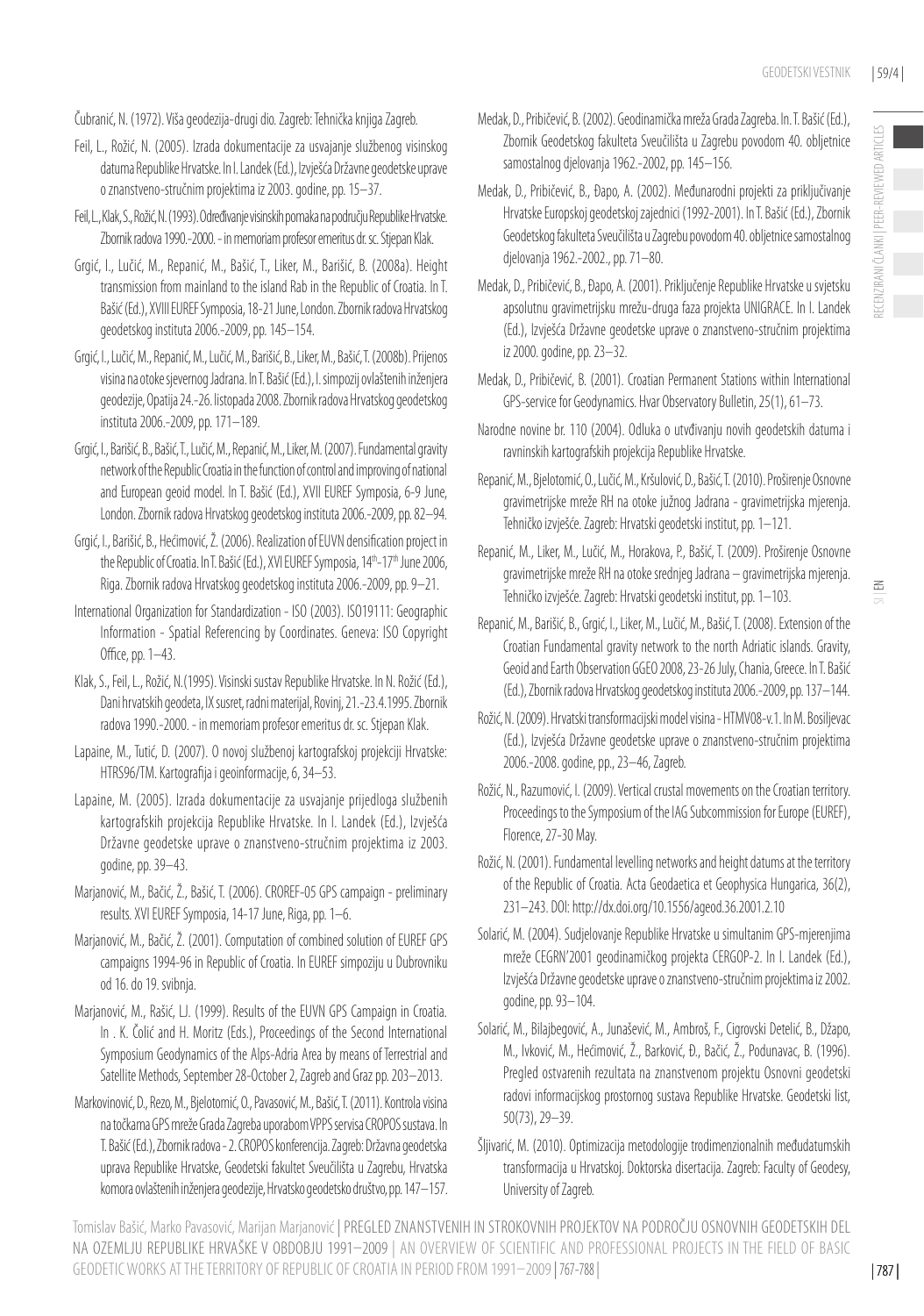Čubranić, N. (1972). Viša geodezija-drugi dio. Zagreb: Tehnička knjiga Zagreb.

Feil, L., Rožić, N. (2005). Izrada dokumentacije za usvajanje službenog visinskog datuma Republike Hrvatske. In I. Landek (Ed.), Izvješća Državne geodetske uprave o znanstveno-stručnim projektima iz 2003. godine, pp. 15–37.

Feil, L., Klak, S., Rožić, N. (1993). Određivanje visinskih pomaka na području Republike Hrvatske. Zbornik radova 1990.-2000. - in memoriam profesor emeritus dr. sc. Stjepan Klak.

Grgić, I., Lučić, M., Repanić, M., Bašić, T., Liker, M., Barišić, B. (2008a). Height transmission from mainland to the island Rab in the Republic of Croatia. In T. Bašić (Ed.), XVIII EUREF Symposia, 18-21 June, London. Zbornik radova Hrvatskog geodetskog instituta 2006.-2009, pp. 145–154.

Grgić, I., Lučić, M., Repanić, M., Lučić, M., Barišić, B., Liker, M., Bašić, T. (2008b). Prijenos visina na otoke sjevernog Jadrana. In T. Bašić (Ed.), I. simpozij ovlaštenih inženjera geodezije, Opatija 24.-26. listopada 2008. Zbornik radova Hrvatskog geodetskog instituta 2006.-2009, pp. 171–189.

Grgić, I., Barišić, B., Bašić, T., Lučić, M., Repanić, M., Liker, M. (2007). Fundamental gravity network of the Republic Croatia in the function of control and improving of national and European geoid model. In T. Bašić (Ed.), XVII EUREF Symposia, 6-9 June, London. Zbornik radova Hrvatskog geodetskog instituta 2006.-2009, pp. 82–94.

Grgić, I., Barišić, B., Hećimović, Ž. (2006). Realization of EUVN densification project in the Republic of Croatia. In T. Bašić (Ed.), XVI EUREF Symposia, 14th-17th June 2006, Riga. Zbornik radova Hrvatskog geodetskog instituta 2006.-2009, pp. 9–21.

International Organization for Standardization - ISO (2003). ISO19111: Geographic Information - Spatial Referencing by Coordinates. Geneva: ISO Copyright Office, pp. 1–43.

Klak, S., Feil, L., Rožić, N. (1995). Visinski sustav Republike Hrvatske. In N. Rožić (Ed.), Dani hrvatskih geodeta, IX susret, radni materijal, Rovinj, 21.-23.4.1995. Zbornik radova 1990.-2000. - in memoriam profesor emeritus dr. sc. Stjepan Klak.

Lapaine, M., Tutić, D. (2007). O novoj službenoj kartografskoj projekciji Hrvatske: HTRS96/TM. Kartografija i geoinformacije, 6, 34–53.

Lapaine, M. (2005). Izrada dokumentacije za usvajanje prijedloga službenih kartografskih projekcija Republike Hrvatske. In I. Landek (Ed.), Izvješća Državne geodetske uprave o znanstveno-stručnim projektima iz 2003. godine, pp. 39–43.

Marjanović, M., Bačić, Ž., Bašić, T. (2006). CROREF-05 GPS campaign - preliminary results. XVI EUREF Symposia, 14-17 June, Riga, pp. 1–6.

Marjanović, M., Bačić, Ž. (2001). Computation of combined solution of EUREF GPS campaigns 1994-96 in Republic of Croatia. In EUREF simpoziju u Dubrovniku od 16. do 19. svibnja.

Marjanović, M., Rašić, LJ. (1999). Results of the EUVN GPS Campaign in Croatia. In . K. Čolić and H. Moritz (Eds.), Proceedings of the Second International Symposium Geodynamics of the Alps-Adria Area by means of Terrestrial and Satellite Methods, September 28-October 2, Zagreb and Graz pp. 203–2013.

Markovinović, D., Rezo, M., Bjelotomić, O., Pavasović, M., Bašić, T. (2011). Kontrola visina na točkama GPS mreže Grada Zagreba uporabom VPPS servisa CROPOS sustava. In T. Bašić (Ed.), Zbornik radova - 2. CROPOS konferencija. Zagreb: Državna geodetska uprava Republike Hrvatske, Geodetski fakultet Sveučilišta u Zagrebu, Hrvatska komora ovlaštenih inženjera geodezije, Hrvatsko geodetsko društvo, pp. 147–157.

Medak, D., Pribičević, B. (2002). Geodinamička mreža Grada Zagreba. In. T. Bašić (Ed.), Zbornik Geodetskog fakulteta Sveučilišta u Zagrebu povodom 40. obljetnice samostalnog djelovanja 1962.-2002, pp. 145–156.

Medak, D., Pribičević, B., Đapo, A. (2002). Međunarodni projekti za priključivanje Hrvatske Europskoj geodetskoj zajednici (1992-2001). In T. Bašić (Ed.), Zbornik Geodetskog fakulteta Sveučilišta u Zagrebu povodom 40. obljetnice samostalnog djelovanja 1962.-2002., pp. 71–80.

Medak, D., Pribičević, B., Đapo, A. (2001). Priključenje Republike Hrvatske u svjetsku apsolutnu gravimetrijsku mrežu-druga faza projekta UNIGRACE. In I. Landek (Ed.), Izvješća Državne geodetske uprave o znanstveno-stručnim projektima iz 2000. godine, pp. 23–32.

Medak, D., Pribičević, B. (2001). Croatian Permanent Stations within International GPS-service for Geodynamics. Hvar Observatory Bulletin, 25(1), 61–73.

Narodne novine br. 110 (2004). Odluka o utvđivanju novih geodetskih datuma i ravninskih kartografskih projekcija Republike Hrvatske.

Repanić, M., Bjelotomić, O., Lučić, M., Kršulović, D., Bašić, T. (2010). Proširenje Osnovne gravimetrijske mreže RH na otoke južnog Jadrana - gravimetrijska mjerenja. Tehničko izvješće. Zagreb: Hrvatski geodetski institut, pp. 1–121.

Repanić, M., Liker, M., Lučić, M., Horakova, P., Bašić, T. (2009). Proširenje Osnovne gravimetrijske mreže RH na otoke srednjeg Jadrana – gravimetrijska mjerenja. Tehničko izvješće. Zagreb: Hrvatski geodetski institut, pp. 1–103.

Repanić, M., Barišić, B., Grgić, I., Liker, M., Lučić, M., Bašić, T. (2008). Extension of the Croatian Fundamental gravity network to the north Adriatic islands. Gravity, Geoid and Earth Observation GGEO 2008, 23-26 July, Chania, Greece. In T. Bašić (Ed.), Zbornik radova Hrvatskog geodetskog instituta 2006.-2009, pp. 137–144.

Rožić, N. (2009). Hrvatski transformacijski model visina - HTMV08-v.1. In M. Bosiljevac (Ed.), Izvješća Državne geodetske uprave o znanstveno-stručnim projektima 2006.-2008. godine, pp., 23–46, Zagreb.

Rožić, N., Razumović, I. (2009). Vertical crustal movements on the Croatian territory. Proceedings to the Symposium of the IAG Subcommission for Europe (EUREF), Florence, 27-30 May.

Rožić, N. (2001). Fundamental levelling networks and height datums at the territory of the Republic of Croatia. Acta Geodaetica et Geophysica Hungarica, 36(2), 231–243. DOI: http://dx.doi.org/10.1556/ageod.36.2001.2.10

Solarić, M. (2004). Sudjelovanje Republike Hrvatske u simultanim GPS-mjerenjima mreže CEGRN'2001 geodinamičkog projekta CERGOP-2. In I. Landek (Ed.), Izvješća Državne geodetske uprave o znanstveno-stručnim projektima iz 2002. godine, pp. 93–104.

Solarić, M., Bilajbegović, A., Junašević, M., Ambroš, F., Cigrovski Detelić, B., Džapo, M., Ivković, M., Hećimović, Ž., Barković, Đ., Bačić, Ž., Podunavac, B. (1996). Pregled ostvarenih rezultata na znanstvenom projektu Osnovni geodetski radovi informacijskog prostornog sustava Republike Hrvatske. Geodetski list, 50(73), 29–39.

Šljivarić, M. (2010). Optimizacija metodologije trodimenzionalnih međudatumskih transformacija u Hrvatskoj. Doktorska disertacija. Zagreb: Faculty of Geodesy, University of Zagreb.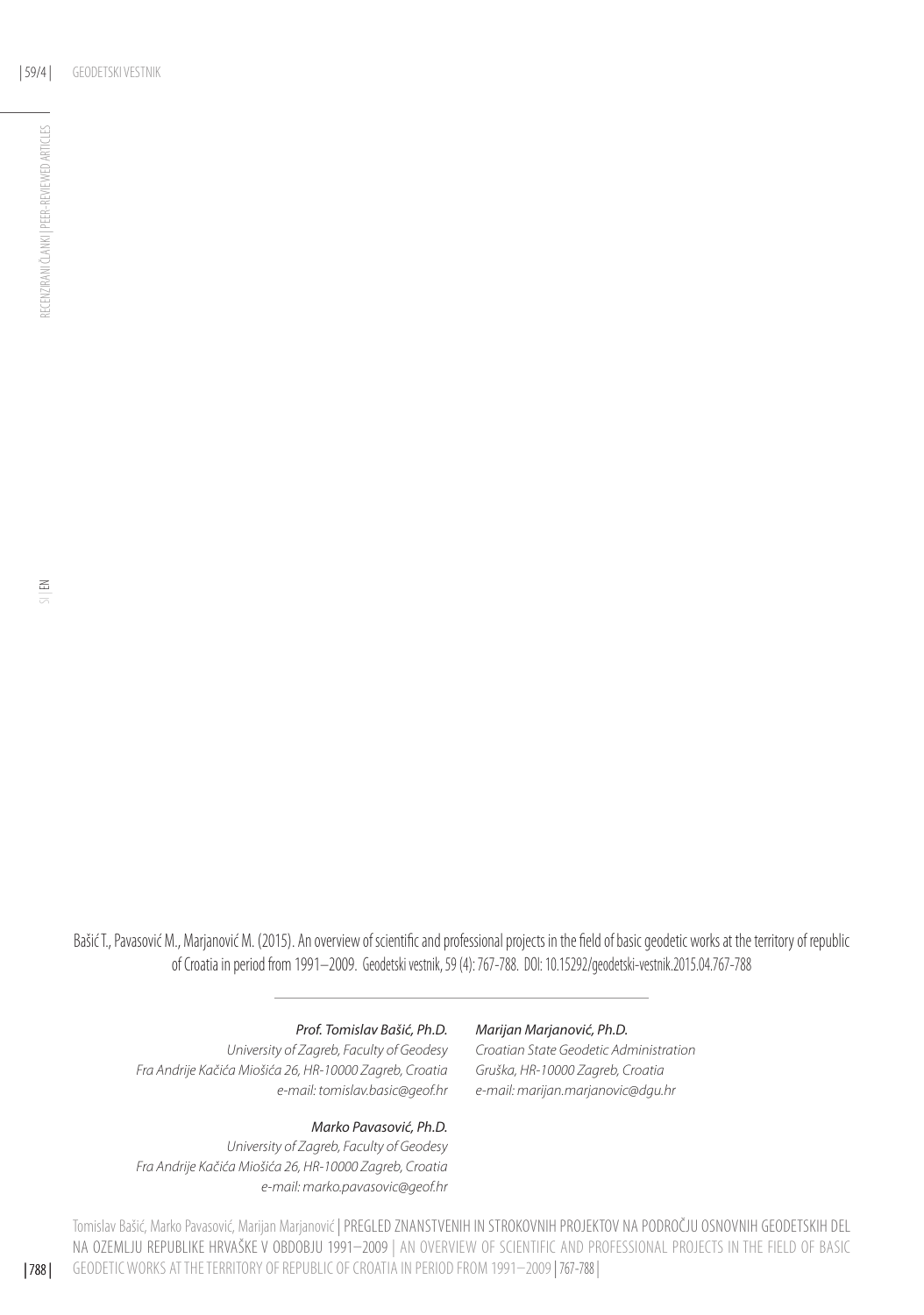Bašić T., Pavasović M., Marjanović M. (2015). An overview of scientific and professional projects in the field of basic geodetic works at the territory of republic of Croatia in period from 1991–2009. Geodetski vestnik, 59 (4): 767-788. DOI: 10.15292/geodetski-vestnik.2015.04.767-788

---

*Prof. Tomislav Bašić, Ph.D.*
*University of Zagreb, Faculty of Geodesy*
*Fra Andrije Kačića Miošića 26, HR-10000 Zagreb, Croatia*
*e-mail: tomislav.basic@geof.hr*

*Marko Pavasović, Ph.D.*
*University of Zagreb, Faculty of Geodesy*
*Fra Andrije Kačića Miošića 26, HR-10000 Zagreb, Croatia*
*e-mail: marko.pavasovic@geof.hr*

*Marijan Marjanović, Ph.D.*
*Croatian State Geodetic Administration*
*Gruška, HR-10000 Zagreb, Croatia*
*e-mail: marijan.marjanovic@dgu.hr*